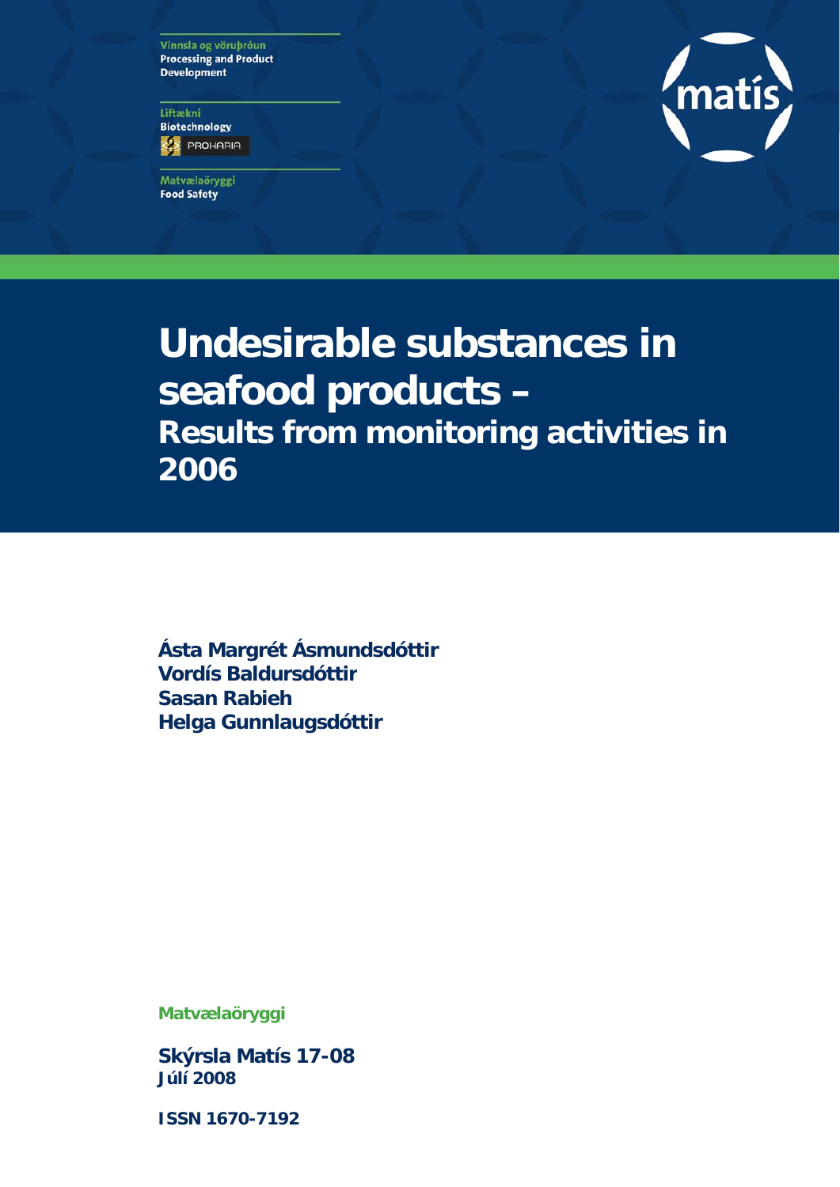Vinnsla og vöruþróun
Processing and Product Development

Líftækni
Biotechnology
PROKARIA

Matvælaöryggi
Food Safety

matís

# Undesirable substances in seafood products – Results from monitoring activities in 2006

**Ásta Margrét Ásmundsdóttir**
**Vordís Baldursdóttir**
**Sasan Rabieh**
**Helga Gunnlaugsdóttir**

**Matvælaöryggi**

**Skýrsla Matís 17-08**
**Júlí 2008**

**ISSN 1670-7192**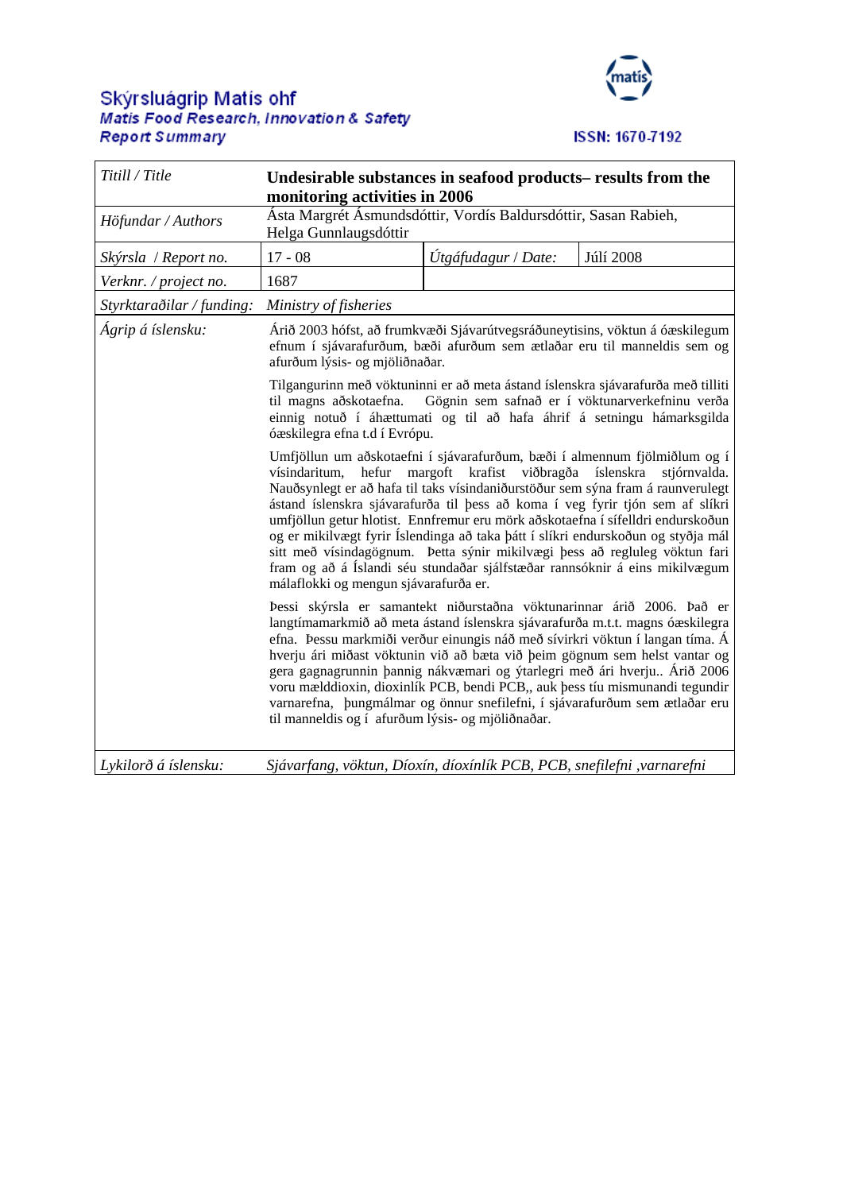# Skýrsluágrip Matís ohf
**Matís Food Research, Innovation & Safety**
**Report Summary**

ISSN: 1670-7192

| | | | |
|---|---|---|---|
| *Titill / Title* | **Undesirable substances in seafood products– results from the monitoring activities in 2006** | | |
| *Höfundar / Authors* | Ásta Margrét Ásmundsdóttir, Vordís Baldursdóttir, Sasan Rabieh, Helga Gunnlaugsdóttir | | |
| *Skýrsla / Report no.* | 17 - 08 | *Útgáfudagur / Date:* | Júlí 2008 |
| *Verknr. / project no.* | 1687 | | |
| *Styrktaraðilar / funding:* | *Ministry of fisheries* | | |
| *Ágrip á íslensku:* | Árið 2003 hófst, að frumkvæði Sjávarútvegsráðuneytisins, vöktun á óæskilegum efnum í sjávarafurðum, bæði afurðum sem ætlaðar eru til manneldis og afurðum lýsis- og mjöliðnaðar. <br><br> Tilgangurinn með vöktuninni er að meta ástand íslenskra sjávarafurða með tilliti til magns aðskotaefna. Gögnin sem safnað er í vöktunarverkefninu verða einnig notuð í áhættumati og til að hafa áhrif á setningu hámarksgilda óæskilegra efna t.d í Evrópu. <br><br> Umfjöllun um aðskotaefni í sjávarafurðum, bæði í almennum fjölmiðlum og í vísindaritum, hefur margoft krafist viðbragða íslenskra stjórnvalda. Nauðsynlegt er að hafa til taks vísindaniðurstöður sem sýna fram á raunverulegt ástand íslenskra sjávarafurða til þess að koma í veg fyrir tjón sem af slíkri umfjöllun getur hlotist. Ennfremur eru mörk aðskotaefna í sífelldri endurskoðun og er mikilvægt fyrir Íslendinga að taka þátt í slíkri endurskoðun og styðja mál sitt með vísindagögnum. Þetta sýnir mikilvægi þess að regluleg vöktun fari fram og að á Íslandi séu stundaðar sjálfstæðar rannsóknir á eins mikilvægum málaflokki og mengun sjávarafurða er. <br><br> Þessi skýrsla er samantekt niðurstaðna vöktunarinnar árið 2006. Það er langtímamarkmið að meta ástand íslenskra sjávarafurða m.t.t. magns óæskilegra efna. Þessu markmiði verður einungis náð með sívirkri vöktun í langan tíma. Á hverju ári miðast vöktunin við að bæta við þeim gögnum sem helst vantar og gera gagnagrunnin þannig nákvæmari og ýtarlegri með ári hverju.. Árið 2006 voru mælddioxin, dioxinlík PCB, bendi PCB,, auk þess tíu mismunandi tegundir varnarefna, þungmálmar og önnur snefilefni, í sjávarafurðum sem ætlaðar eru til manneldis og í afurðum lýsis- og mjöliðnaðar. | | |
| *Lykilorð á íslensku:* | *Sjávarfang, vöktun, Díoxín, díoxínlík PCB, PCB, snefilefni ,varnarefni* | | |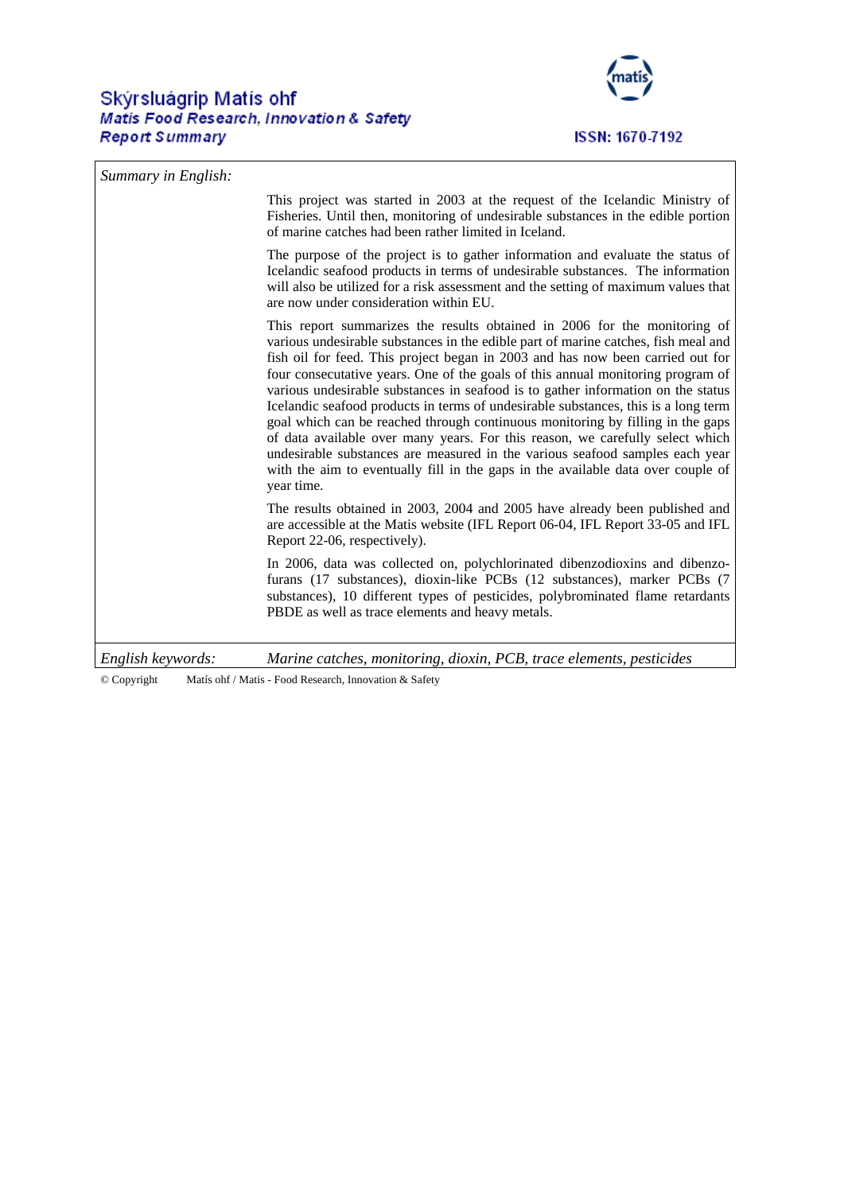# Skýrsluágrip Matís ohf

***Matis Food Research, Innovation & Safety***

***Report Summary***

ISSN: 1670-7192

| *Summary in English:* | |
|---|---|
| | This project was started in 2003 at the request of the Icelandic Ministry of Fisheries. Until then, monitoring of undesirable substances in the edible portion of marine catches had been rather limited in Iceland.<br><br>The purpose of the project is to gather information and evaluate the status of Icelandic seafood products in terms of undesirable substances. The information will also be utilized for a risk assessment and the setting of maximum values that are now under consideration within EU.<br><br>This report summarizes the results obtained in 2006 for the monitoring of various undesirable substances in the edible part of marine catches, fish meal and fish oil for feed. This project began in 2003 and has now been carried out for four consecutive years. One of the goals of this annual monitoring program of various undesirable substances in seafood is to gather information on the status Icelandic seafood products in terms of undesirable substances, this is a long term goal which can be reached through continuous monitoring by filling in the gaps of data available over many years. For this reason, we carefully select which undesirable substances are measured in the various seafood samples each year with the aim to eventually fill in the gaps in the available data over couple of year time.<br><br>The results obtained in 2003, 2004 and 2005 have already been published and are accessible at the Matis website (IFL Report 06-04, IFL Report 33-05 and IFL Report 22-06, respectively).<br><br>In 2006, data was collected on, polychlorinated dibenzodioxins and dibenzo-furans (17 substances), dioxin-like PCBs (12 substances), marker PCBs (7 substances), 10 different types of pesticides, polybrominated flame retardants PBDE as well as trace elements and heavy metals. |
| *English keywords:* | *Marine catches, monitoring, dioxin, PCB, trace elements, pesticides* |

© Copyright Matís ohf / Matis - Food Research, Innovation & Safety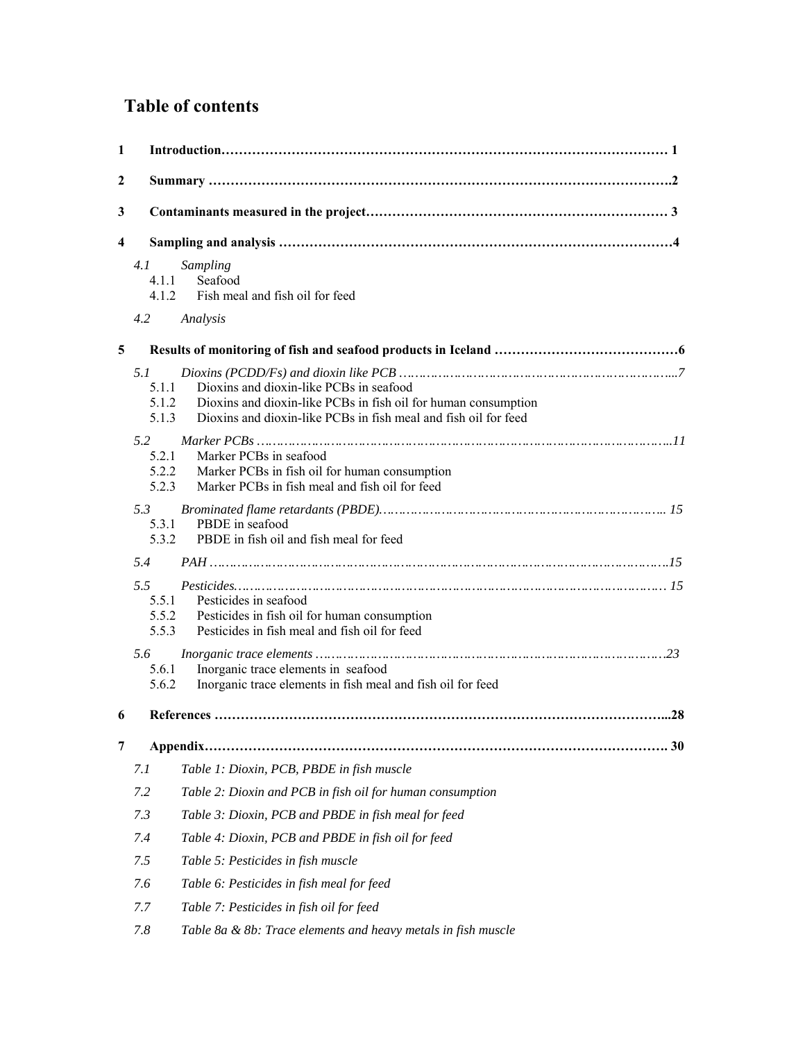# Table of contents

**1 Introduction……………………………………………………………………………………… 1**

**2 Summary ………………………………………………………………………………………….2**

**3 Contaminants measured in the project…………………………………………………………… 3**

**4 Sampling and analysis ……………………………………………………………………………4**

*4.1 Sampling*

4.1.1 Seafood

4.1.2 Fish meal and fish oil for feed

*4.2 Analysis*

**5 Results of monitoring of fish and seafood products in Iceland ……………………………………6**

*5.1 Dioxins (PCDD/Fs) and dioxin like PCB ……………………………………………………………...7*

5.1.1 Dioxins and dioxin-like PCBs in seafood

5.1.2 Dioxins and dioxin-like PCBs in fish oil for human consumption

5.1.3 Dioxins and dioxin-like PCBs in fish meal and fish oil for feed

*5.2 Marker PCBs ………………………………………………………………………………………..11*

5.2.1 Marker PCBs in seafood

5.2.2 Marker PCBs in fish oil for human consumption

5.2.3 Marker PCBs in fish meal and fish oil for feed

*5.3 Brominated flame retardants (PBDE)…………………………………………………………….. 15*

5.3.1 PBDE in seafood

5.3.2 PBDE in fish oil and fish meal for feed

*5.4 PAH ……………………………………………………………………………………………….15*

*5.5 Pesticides……………………………………………………………………………………………. 15*

5.5.1 Pesticides in seafood

5.5.2 Pesticides in fish oil for human consumption

5.5.3 Pesticides in fish meal and fish oil for feed

*5.6 Inorganic trace elements ……………………………………………………………………….23*

5.6.1 Inorganic trace elements in seafood

5.6.2 Inorganic trace elements in fish meal and fish oil for feed

**6 References ………………………………………………………………………………………...28**

**7 Appendix…………………………………………………………………………………………. 30**

*7.1 Table 1: Dioxin, PCB, PBDE in fish muscle*

*7.2 Table 2: Dioxin and PCB in fish oil for human consumption*

*7.3 Table 3: Dioxin, PCB and PBDE in fish meal for feed*

*7.4 Table 4: Dioxin, PCB and PBDE in fish oil for feed*

*7.5 Table 5: Pesticides in fish muscle*

*7.6 Table 6: Pesticides in fish meal for feed*

*7.7 Table 7: Pesticides in fish oil for feed*

*7.8 Table 8a & 8b: Trace elements and heavy metals in fish muscle*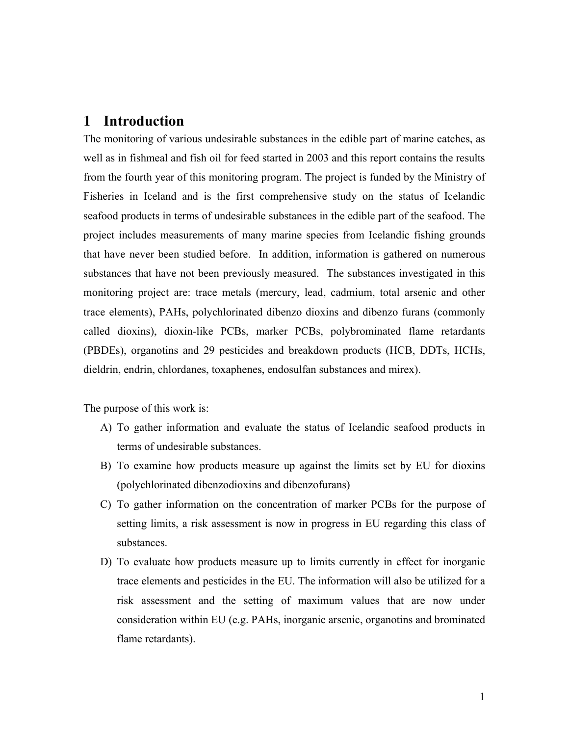# 1 Introduction

The monitoring of various undesirable substances in the edible part of marine catches, as well as in fishmeal and fish oil for feed started in 2003 and this report contains the results from the fourth year of this monitoring program. The project is funded by the Ministry of Fisheries in Iceland and is the first comprehensive study on the status of Icelandic seafood products in terms of undesirable substances in the edible part of the seafood. The project includes measurements of many marine species from Icelandic fishing grounds that have never been studied before. In addition, information is gathered on numerous substances that have not been previously measured. The substances investigated in this monitoring project are: trace metals (mercury, lead, cadmium, total arsenic and other trace elements), PAHs, polychlorinated dibenzo dioxins and dibenzo furans (commonly called dioxins), dioxin-like PCBs, marker PCBs, polybrominated flame retardants (PBDEs), organotins and 29 pesticides and breakdown products (HCB, DDTs, HCHs, dieldrin, endrin, chlordanes, toxaphenes, endosulfan substances and mirex).

The purpose of this work is:

A) To gather information and evaluate the status of Icelandic seafood products in terms of undesirable substances.
B) To examine how products measure up against the limits set by EU for dioxins (polychlorinated dibenzodioxins and dibenzofurans)
C) To gather information on the concentration of marker PCBs for the purpose of setting limits, a risk assessment is now in progress in EU regarding this class of substances.
D) To evaluate how products measure up to limits currently in effect for inorganic trace elements and pesticides in the EU. The information will also be utilized for a risk assessment and the setting of maximum values that are now under consideration within EU (e.g. PAHs, inorganic arsenic, organotins and brominated flame retardants).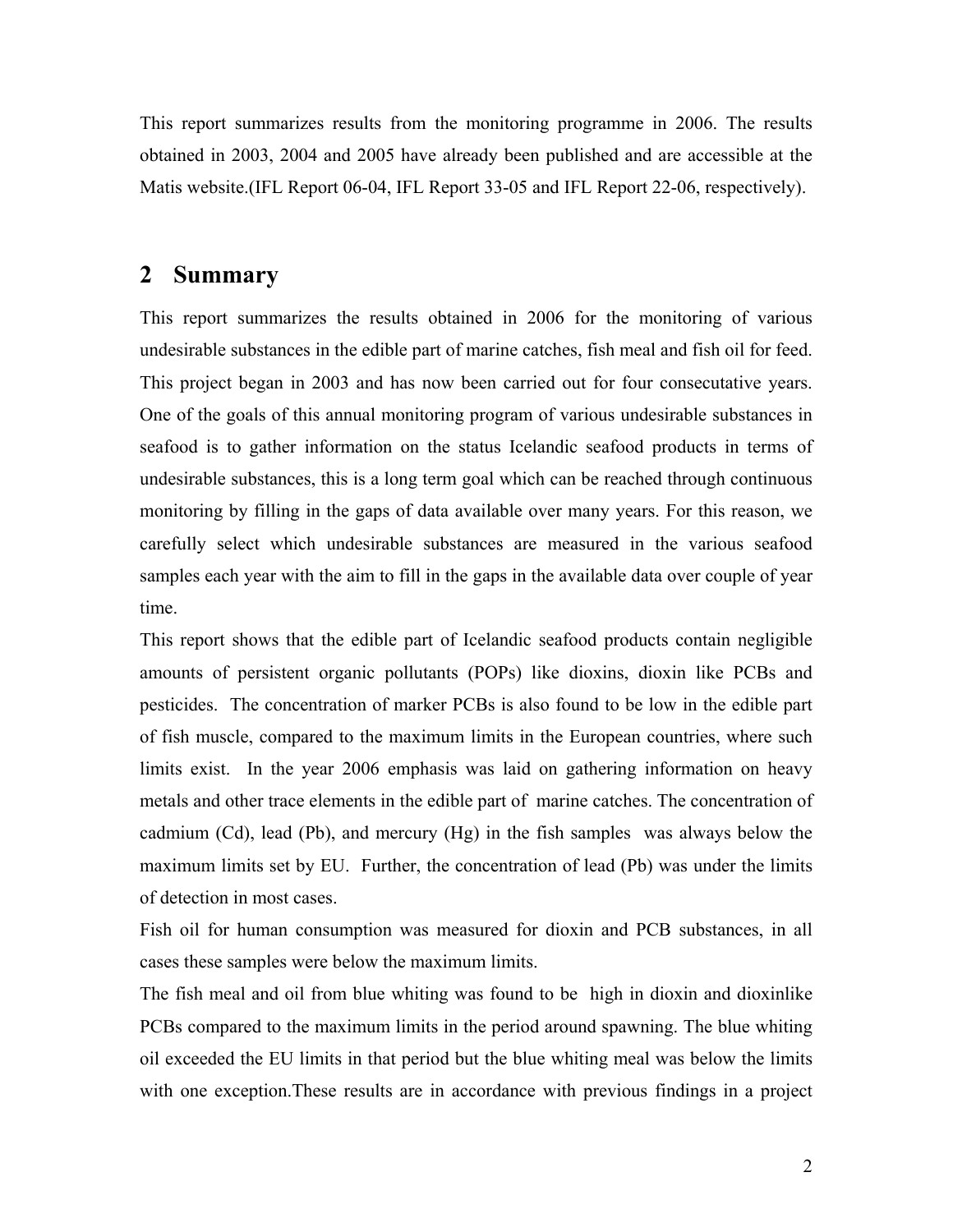This report summarizes results from the monitoring programme in 2006. The results obtained in 2003, 2004 and 2005 have already been published and are accessible at the Matis website.(IFL Report 06-04, IFL Report 33-05 and IFL Report 22-06, respectively).

## 2 Summary

This report summarizes the results obtained in 2006 for the monitoring of various undesirable substances in the edible part of marine catches, fish meal and fish oil for feed. This project began in 2003 and has now been carried out for four consecutative years. One of the goals of this annual monitoring program of various undesirable substances in seafood is to gather information on the status Icelandic seafood products in terms of undesirable substances, this is a long term goal which can be reached through continuous monitoring by filling in the gaps of data available over many years. For this reason, we carefully select which undesirable substances are measured in the various seafood samples each year with the aim to fill in the gaps in the available data over couple of year time.

This report shows that the edible part of Icelandic seafood products contain negligible amounts of persistent organic pollutants (POPs) like dioxins, dioxin like PCBs and pesticides. The concentration of marker PCBs is also found to be low in the edible part of fish muscle, compared to the maximum limits in the European countries, where such limits exist. In the year 2006 emphasis was laid on gathering information on heavy metals and other trace elements in the edible part of marine catches. The concentration of cadmium (Cd), lead (Pb), and mercury (Hg) in the fish samples was always below the maximum limits set by EU. Further, the concentration of lead (Pb) was under the limits of detection in most cases.

Fish oil for human consumption was measured for dioxin and PCB substances, in all cases these samples were below the maximum limits.

The fish meal and oil from blue whiting was found to be high in dioxin and dioxinlike PCBs compared to the maximum limits in the period around spawning. The blue whiting oil exceeded the EU limits in that period but the blue whiting meal was below the limits with one exception.These results are in accordance with previous findings in a project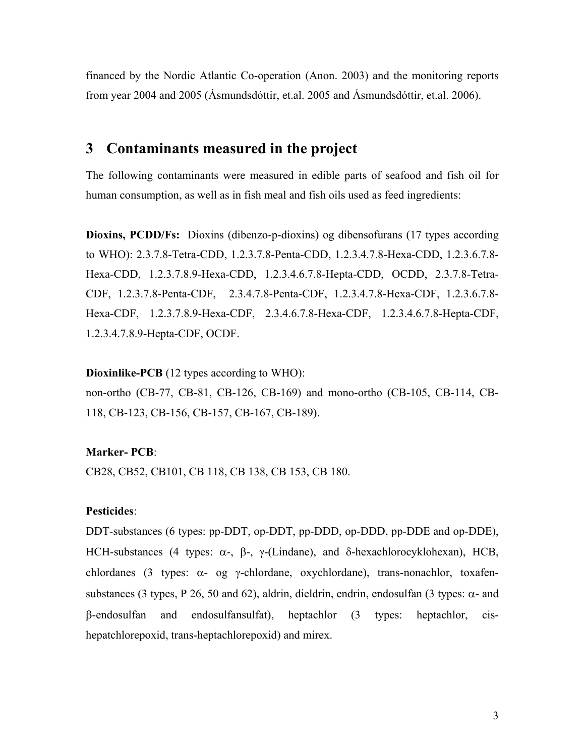financed by the Nordic Atlantic Co-operation (Anon. 2003) and the monitoring reports from year 2004 and 2005 (Ásmundsdóttir, et.al. 2005 and Ásmundsdóttir, et.al. 2006).

## 3 Contaminants measured in the project

The following contaminants were measured in edible parts of seafood and fish oil for human consumption, as well as in fish meal and fish oils used as feed ingredients:

**Dioxins, PCDD/Fs:** Dioxins (dibenzo-p-dioxins) og dibensofurans (17 types according to WHO): 2.3.7.8-Tetra-CDD, 1.2.3.7.8-Penta-CDD, 1.2.3.4.7.8-Hexa-CDD, 1.2.3.6.7.8-Hexa-CDD, 1.2.3.7.8.9-Hexa-CDD, 1.2.3.4.6.7.8-Hepta-CDD, OCDD, 2.3.7.8-Tetra-CDF, 1.2.3.7.8-Penta-CDF, 2.3.4.7.8-Penta-CDF, 1.2.3.4.7.8-Hexa-CDF, 1.2.3.6.7.8-Hexa-CDF, 1.2.3.7.8.9-Hexa-CDF, 2.3.4.6.7.8-Hexa-CDF, 1.2.3.4.6.7.8-Hepta-CDF, 1.2.3.4.7.8.9-Hepta-CDF, OCDF.

**Dioxinlike-PCB** (12 types according to WHO):
non-ortho (CB-77, CB-81, CB-126, CB-169) and mono-ortho (CB-105, CB-114, CB-118, CB-123, CB-156, CB-157, CB-167, CB-189).

**Marker- PCB**:
CB28, CB52, CB101, CB 118, CB 138, CB 153, CB 180.

**Pesticides**:
DDT-substances (6 types: pp-DDT, op-DDT, pp-DDD, op-DDD, pp-DDE and op-DDE), HCH-substances (4 types: α-, β-, γ-(Lindane), and δ-hexachlorocyklohexan), HCB, chlordanes (3 types: α- og γ-chlordane, oxychlordane), trans-nonachlor, toxafen-substances (3 types, P 26, 50 and 62), aldrin, dieldrin, endrin, endosulfan (3 types: α- and β-endosulfan and endosulfansulfat), heptachlor (3 types: heptachlor, cis-hepatchlorepoxid, trans-heptachlorepoxid) and mirex.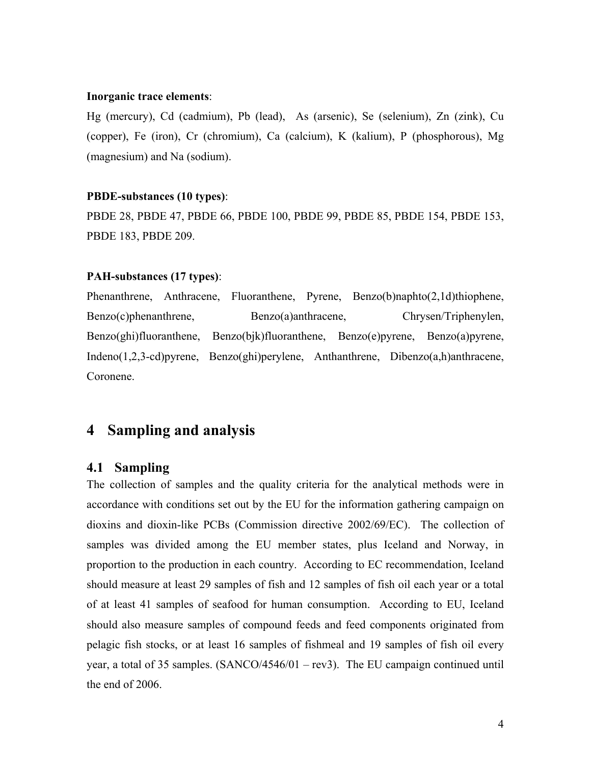**Inorganic trace elements**:

Hg (mercury), Cd (cadmium), Pb (lead), As (arsenic), Se (selenium), Zn (zink), Cu (copper), Fe (iron), Cr (chromium), Ca (calcium), K (kalium), P (phosphorous), Mg (magnesium) and Na (sodium).

**PBDE-substances (10 types)**:

PBDE 28, PBDE 47, PBDE 66, PBDE 100, PBDE 99, PBDE 85, PBDE 154, PBDE 153, PBDE 183, PBDE 209.

**PAH-substances (17 types)**:

Phenanthrene, Anthracene, Fluoranthene, Pyrene, Benzo(b)naphto(2,1d)thiophene, Benzo(c)phenanthrene, Benzo(a)anthracene, Chrysen/Triphenylen, Benzo(ghi)fluoranthene, Benzo(bjk)fluoranthene, Benzo(e)pyrene, Benzo(a)pyrene, Indeno(1,2,3-cd)pyrene, Benzo(ghi)perylene, Anthanthrene, Dibenzo(a,h)anthracene, Coronene.

# 4 Sampling and analysis

## 4.1 Sampling

The collection of samples and the quality criteria for the analytical methods were in accordance with conditions set out by the EU for the information gathering campaign on dioxins and dioxin-like PCBs (Commission directive 2002/69/EC). The collection of samples was divided among the EU member states, plus Iceland and Norway, in proportion to the production in each country. According to EC recommendation, Iceland should measure at least 29 samples of fish and 12 samples of fish oil each year or a total of at least 41 samples of seafood for human consumption. According to EU, Iceland should also measure samples of compound feeds and feed components originated from pelagic fish stocks, or at least 16 samples of fishmeal and 19 samples of fish oil every year, a total of 35 samples. (SANCO/4546/01 – rev3). The EU campaign continued until the end of 2006.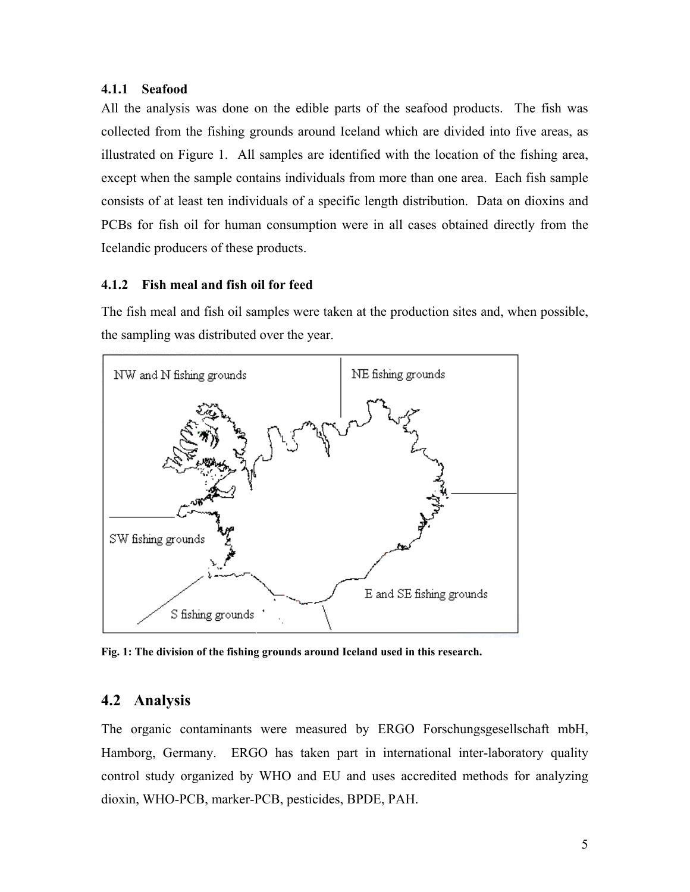#### 4.1.1 Seafood

All the analysis was done on the edible parts of the seafood products. The fish was collected from the fishing grounds around Iceland which are divided into five areas, as illustrated on Figure 1. All samples are identified with the location of the fishing area, except when the sample contains individuals from more than one area. Each fish sample consists of at least ten individuals of a specific length distribution. Data on dioxins and PCBs for fish oil for human consumption were in all cases obtained directly from the Icelandic producers of these products.

#### 4.1.2 Fish meal and fish oil for feed

The fish meal and fish oil samples were taken at the production sites and, when possible, the sampling was distributed over the year.

**Fig. 1: The division of the fishing grounds around Iceland used in this research.**

## 4.2 Analysis

The organic contaminants were measured by ERGO Forschungsgesellschaft mbH, Hamborg, Germany. ERGO has taken part in international inter-laboratory quality control study organized by WHO and EU and uses accredited methods for analyzing dioxin, WHO-PCB, marker-PCB, pesticides, BPDE, PAH.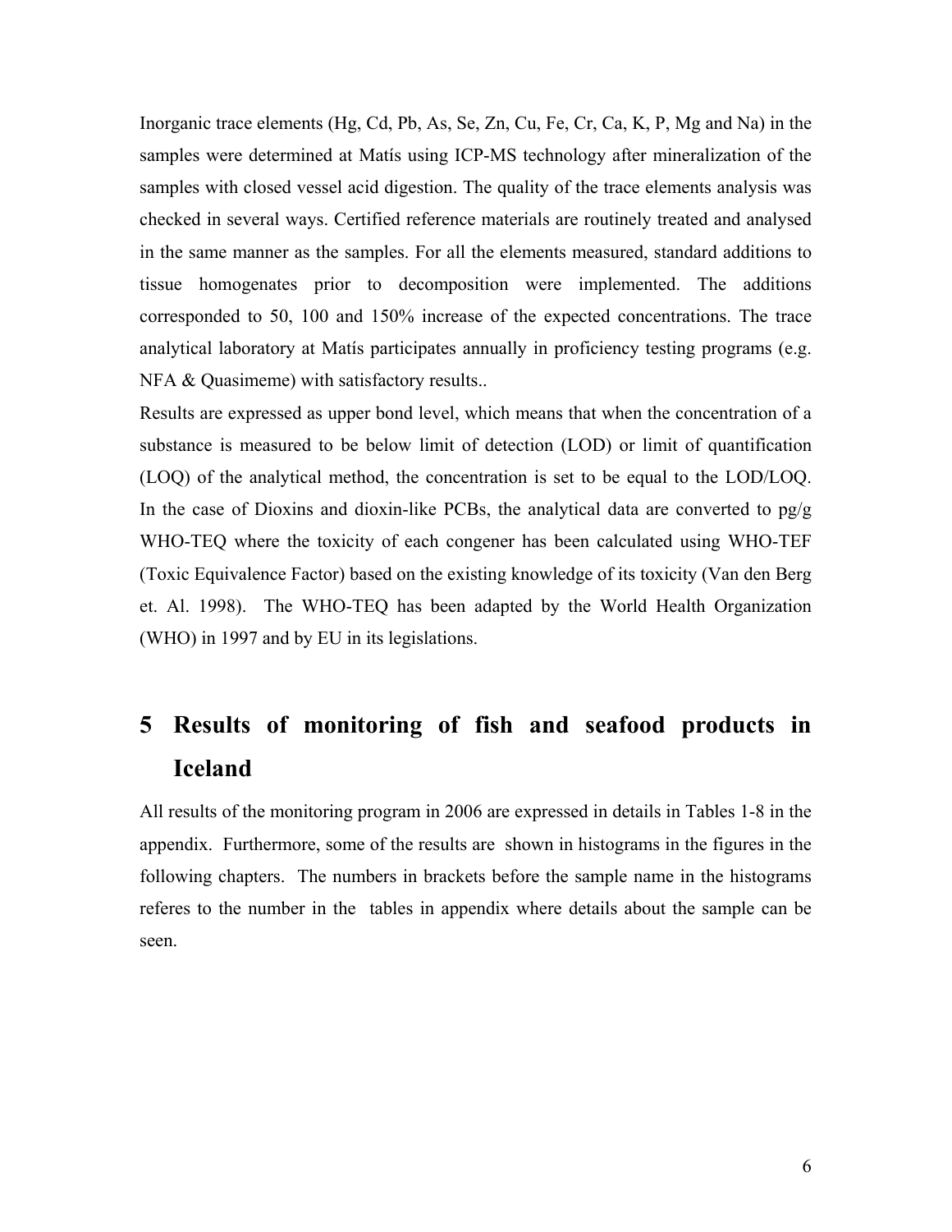Inorganic trace elements (Hg, Cd, Pb, As, Se, Zn, Cu, Fe, Cr, Ca, K, P, Mg and Na) in the samples were determined at Matís using ICP-MS technology after mineralization of the samples with closed vessel acid digestion. The quality of the trace elements analysis was checked in several ways. Certified reference materials are routinely treated and analysed in the same manner as the samples. For all the elements measured, standard additions to tissue homogenates prior to decomposition were implemented. The additions corresponded to 50, 100 and 150% increase of the expected concentrations. The trace analytical laboratory at Matís participates annually in proficiency testing programs (e.g. NFA & Quasimeme) with satisfactory results..

Results are expressed as upper bond level, which means that when the concentration of a substance is measured to be below limit of detection (LOD) or limit of quantification (LOQ) of the analytical method, the concentration is set to be equal to the LOD/LOQ. In the case of Dioxins and dioxin-like PCBs, the analytical data are converted to pg/g WHO-TEQ where the toxicity of each congener has been calculated using WHO-TEF (Toxic Equivalence Factor) based on the existing knowledge of its toxicity (Van den Berg et. Al. 1998). The WHO-TEQ has been adapted by the World Health Organization (WHO) in 1997 and by EU in its legislations.

# 5 Results of monitoring of fish and seafood products in Iceland

All results of the monitoring program in 2006 are expressed in details in Tables 1-8 in the appendix. Furthermore, some of the results are shown in histograms in the figures in the following chapters. The numbers in brackets before the sample name in the histograms referes to the number in the tables in appendix where details about the sample can be seen.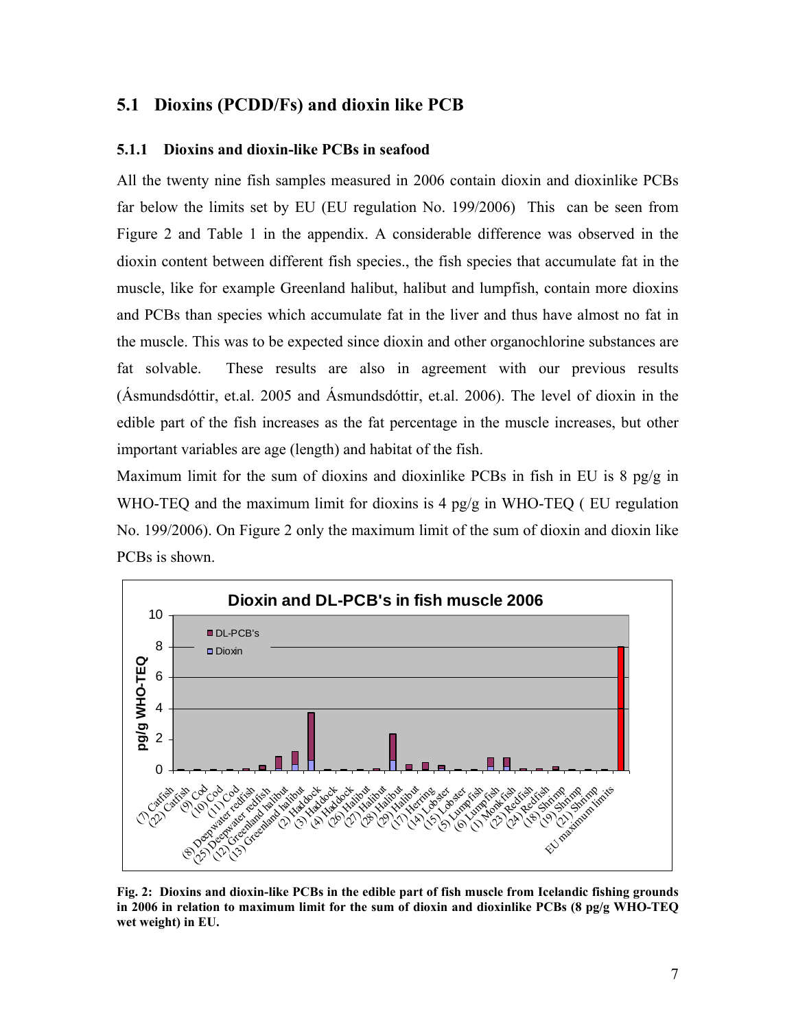## 5.1 Dioxins (PCDD/Fs) and dioxin like PCB

### 5.1.1 Dioxins and dioxin-like PCBs in seafood

All the twenty nine fish samples measured in 2006 contain dioxin and dioxinlike PCBs far below the limits set by EU (EU regulation No. 199/2006) This can be seen from Figure 2 and Table 1 in the appendix. A considerable difference was observed in the dioxin content between different fish species., the fish species that accumulate fat in the muscle, like for example Greenland halibut, halibut and lumpfish, contain more dioxins and PCBs than species which accumulate fat in the liver and thus have almost no fat in the muscle. This was to be expected since dioxin and other organochlorine substances are fat solvable. These results are also in agreement with our previous results (Ásmundsdóttir, et.al. 2005 and Ásmundsdóttir, et.al. 2006). The level of dioxin in the edible part of the fish increases as the fat percentage in the muscle increases, but other important variables are age (length) and habitat of the fish.

Maximum limit for the sum of dioxins and dioxinlike PCBs in fish in EU is 8 pg/g in WHO-TEQ and the maximum limit for dioxins is 4 pg/g in WHO-TEQ ( EU regulation No. 199/2006). On Figure 2 only the maximum limit of the sum of dioxin and dioxin like PCBs is shown.

**Fig. 2: Dioxins and dioxin-like PCBs in the edible part of fish muscle from Icelandic fishing grounds in 2006 in relation to maximum limit for the sum of dioxin and dioxinlike PCBs (8 pg/g WHO-TEQ wet weight) in EU.**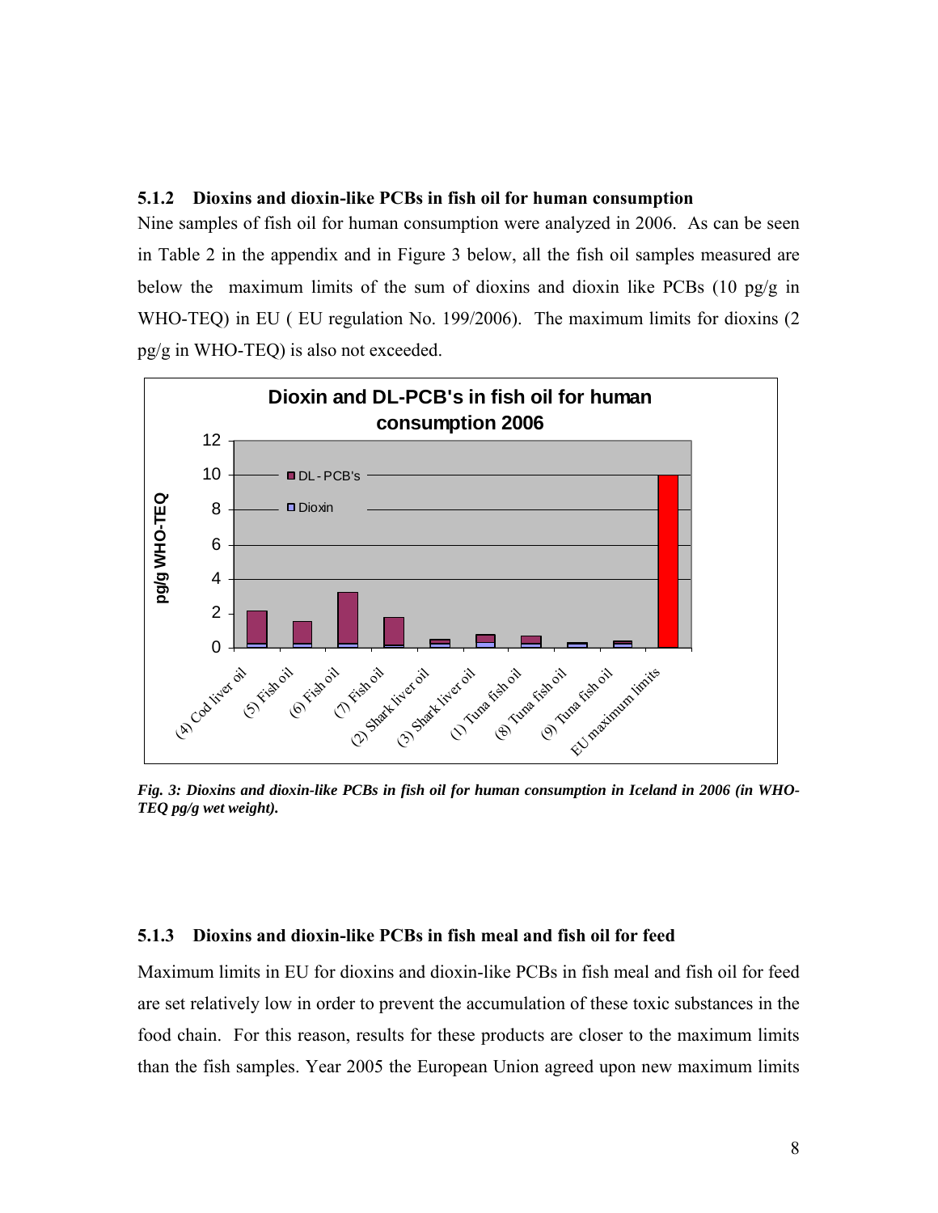### 5.1.2 Dioxins and dioxin-like PCBs in fish oil for human consumption

Nine samples of fish oil for human consumption were analyzed in 2006. As can be seen in Table 2 in the appendix and in Figure 3 below, all the fish oil samples measured are below the maximum limits of the sum of dioxins and dioxin like PCBs (10 pg/g in WHO-TEQ) in EU ( EU regulation No. 199/2006). The maximum limits for dioxins (2 pg/g in WHO-TEQ) is also not exceeded.

*Fig. 3: Dioxins and dioxin-like PCBs in fish oil for human consumption in Iceland in 2006 (in WHO-TEQ pg/g wet weight).*

### 5.1.3 Dioxins and dioxin-like PCBs in fish meal and fish oil for feed

Maximum limits in EU for dioxins and dioxin-like PCBs in fish meal and fish oil for feed are set relatively low in order to prevent the accumulation of these toxic substances in the food chain. For this reason, results for these products are closer to the maximum limits than the fish samples. Year 2005 the European Union agreed upon new maximum limits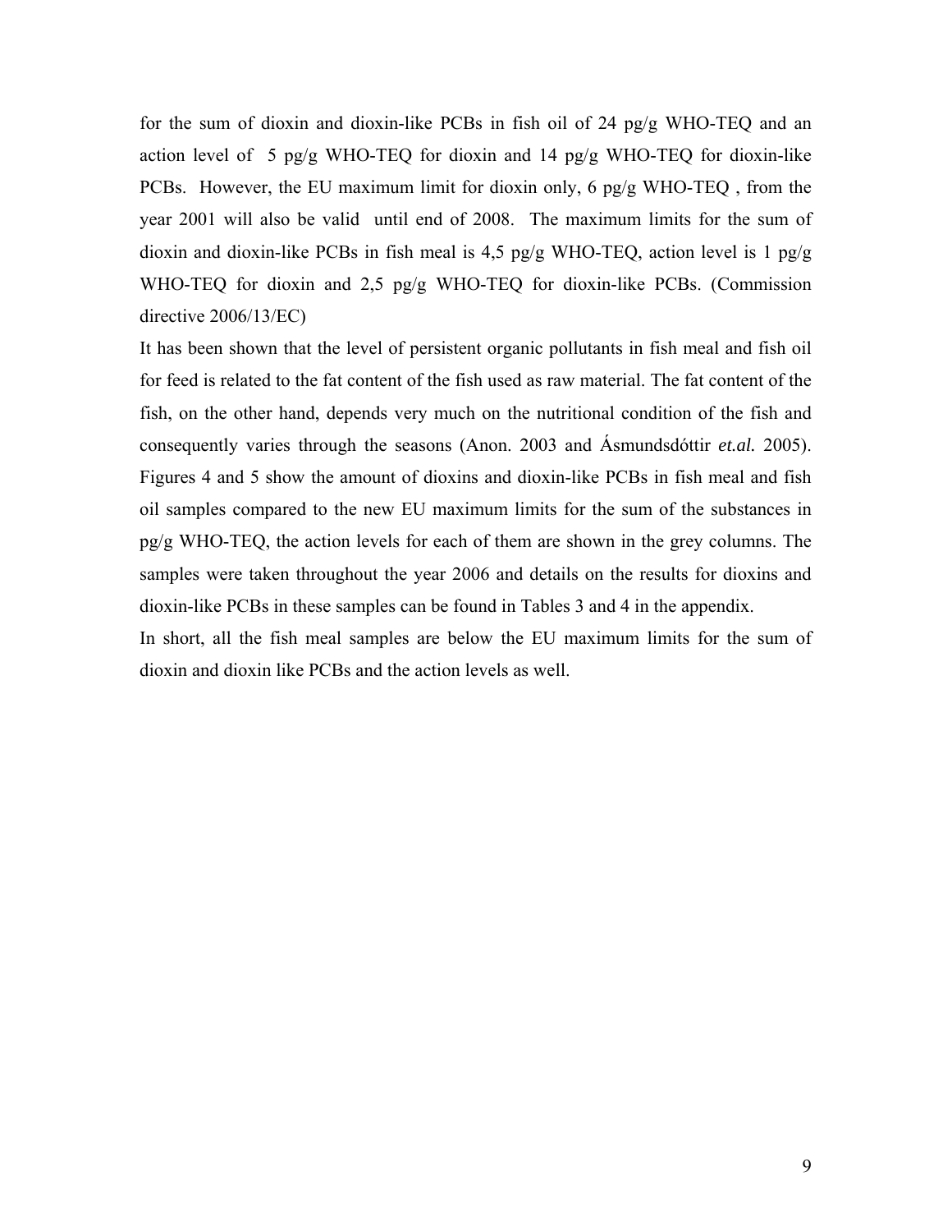for the sum of dioxin and dioxin-like PCBs in fish oil of 24 pg/g WHO-TEQ and an action level of 5 pg/g WHO-TEQ for dioxin and 14 pg/g WHO-TEQ for dioxin-like PCBs. However, the EU maximum limit for dioxin only, 6 pg/g WHO-TEQ , from the year 2001 will also be valid until end of 2008. The maximum limits for the sum of dioxin and dioxin-like PCBs in fish meal is 4,5 pg/g WHO-TEQ, action level is 1 pg/g WHO-TEQ for dioxin and 2,5 pg/g WHO-TEQ for dioxin-like PCBs. (Commission directive 2006/13/EC)

It has been shown that the level of persistent organic pollutants in fish meal and fish oil for feed is related to the fat content of the fish used as raw material. The fat content of the fish, on the other hand, depends very much on the nutritional condition of the fish and consequently varies through the seasons (Anon. 2003 and Ásmundsdóttir *et.al.* 2005). Figures 4 and 5 show the amount of dioxins and dioxin-like PCBs in fish meal and fish oil samples compared to the new EU maximum limits for the sum of the substances in pg/g WHO-TEQ, the action levels for each of them are shown in the grey columns. The samples were taken throughout the year 2006 and details on the results for dioxins and dioxin-like PCBs in these samples can be found in Tables 3 and 4 in the appendix.

In short, all the fish meal samples are below the EU maximum limits for the sum of dioxin and dioxin like PCBs and the action levels as well.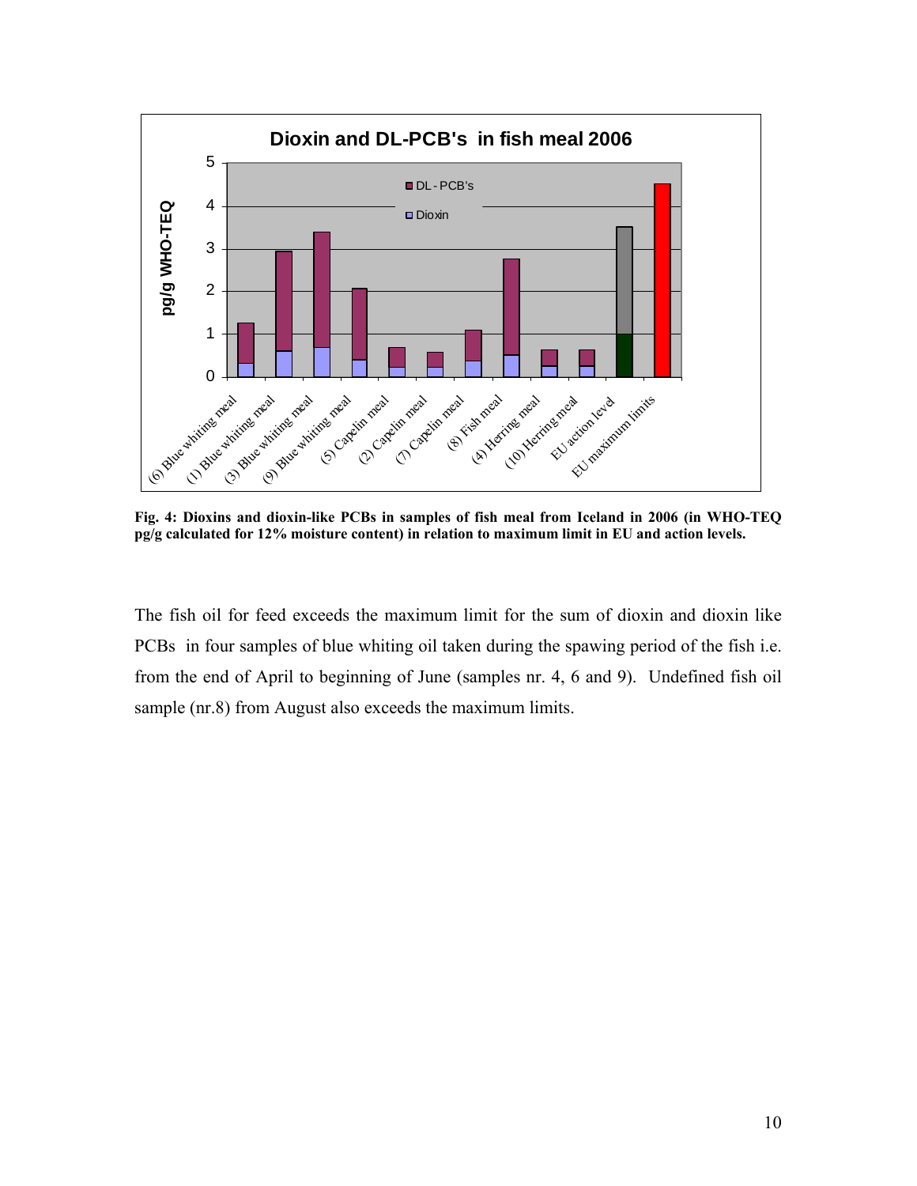**Fig. 4: Dioxins and dioxin-like PCBs in samples of fish meal from Iceland in 2006 (in WHO-TEQ pg/g calculated for 12% moisture content) in relation to maximum limit in EU and action levels.**

The fish oil for feed exceeds the maximum limit for the sum of dioxin and dioxin like PCBs in four samples of blue whiting oil taken during the spawing period of the fish i.e. from the end of April to beginning of June (samples nr. 4, 6 and 9). Undefined fish oil sample (nr.8) from August also exceeds the maximum limits.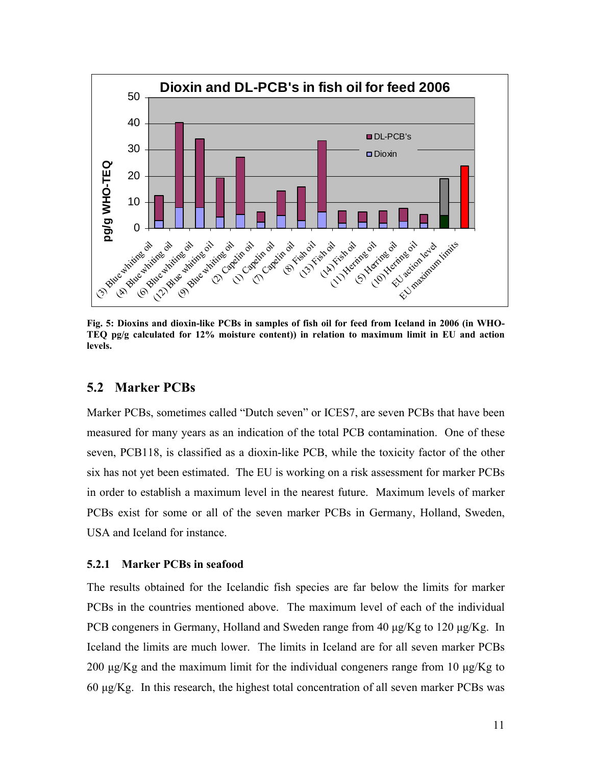Fig. 5: Dioxins and dioxin-like PCBs in samples of fish oil for feed from Iceland in 2006 (in WHO-TEQ pg/g calculated for 12% moisture content)) in relation to maximum limit in EU and action levels.

## 5.2 Marker PCBs

Marker PCBs, sometimes called "Dutch seven" or ICES7, are seven PCBs that have been measured for many years as an indication of the total PCB contamination. One of these seven, PCB118, is classified as a dioxin-like PCB, while the toxicity factor of the other six has not yet been estimated. The EU is working on a risk assessment for marker PCBs in order to establish a maximum level in the nearest future. Maximum levels of marker PCBs exist for some or all of the seven marker PCBs in Germany, Holland, Sweden, USA and Iceland for instance.

### 5.2.1 Marker PCBs in seafood

The results obtained for the Icelandic fish species are far below the limits for marker PCBs in the countries mentioned above. The maximum level of each of the individual PCB congeners in Germany, Holland and Sweden range from 40 µg/Kg to 120 µg/Kg. In Iceland the limits are much lower. The limits in Iceland are for all seven marker PCBs 200 µg/Kg and the maximum limit for the individual congeners range from 10 µg/Kg to 60 µg/Kg. In this research, the highest total concentration of all seven marker PCBs was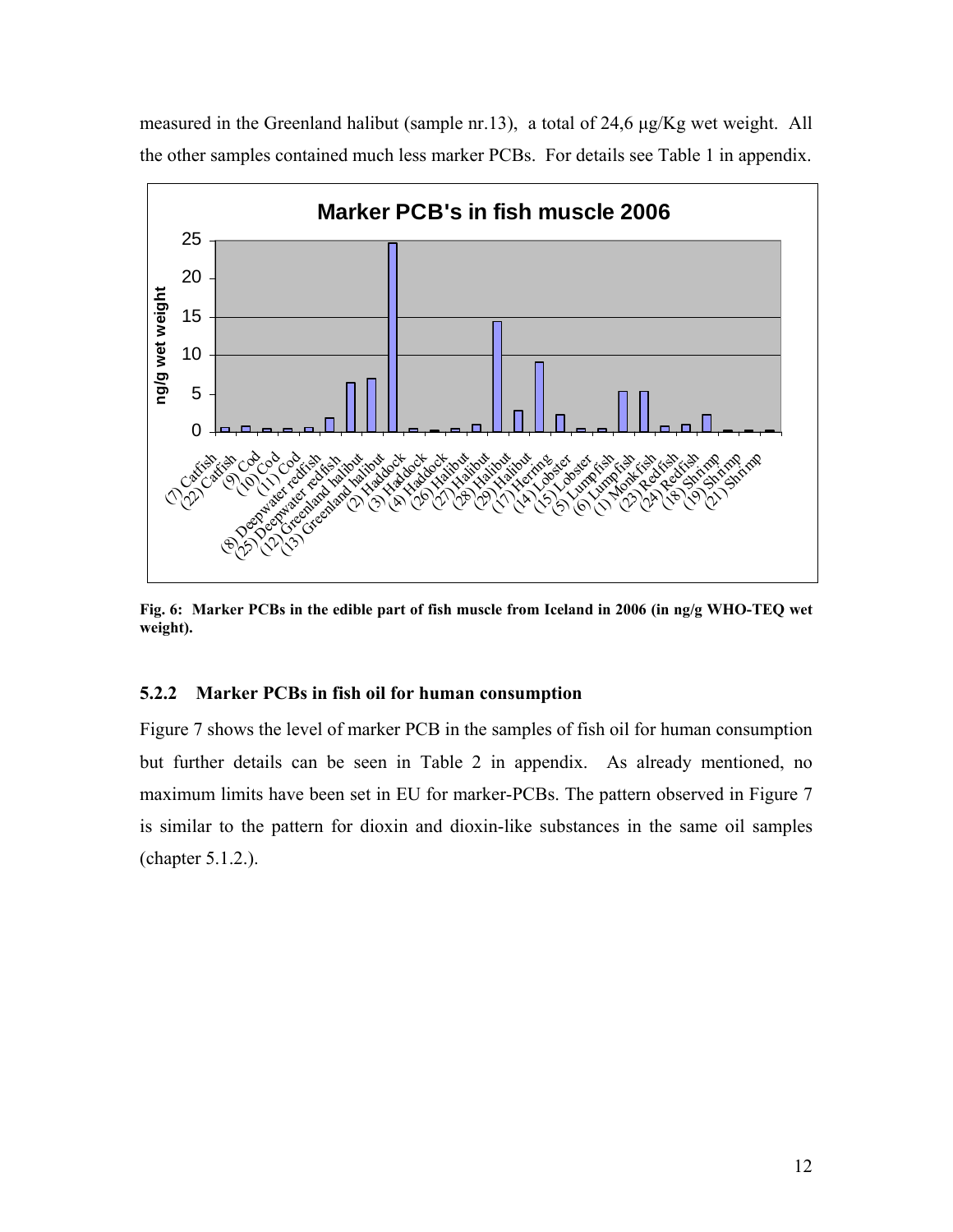measured in the Greenland halibut (sample nr.13), a total of 24,6 μg/Kg wet weight. All the other samples contained much less marker PCBs. For details see Table 1 in appendix.

**Fig. 6: Marker PCBs in the edible part of fish muscle from Iceland in 2006 (in ng/g WHO-TEQ wet weight).**

### 5.2.2 Marker PCBs in fish oil for human consumption

Figure 7 shows the level of marker PCB in the samples of fish oil for human consumption but further details can be seen in Table 2 in appendix. As already mentioned, no maximum limits have been set in EU for marker-PCBs. The pattern observed in Figure 7 is similar to the pattern for dioxin and dioxin-like substances in the same oil samples (chapter 5.1.2.).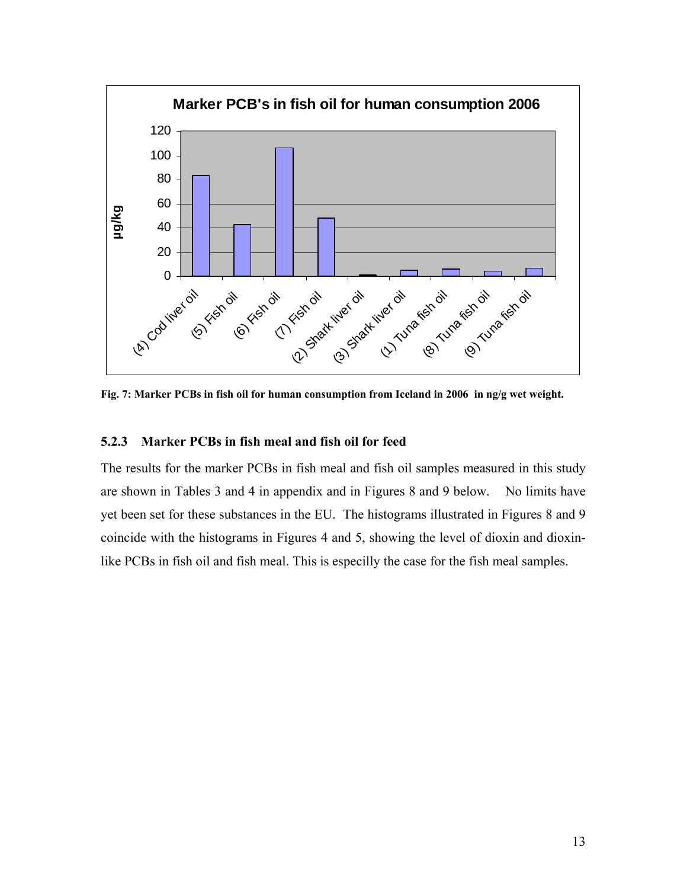Fig. 7: Marker PCBs in fish oil for human consumption from Iceland in 2006 in ng/g wet weight.

### 5.2.3 Marker PCBs in fish meal and fish oil for feed

The results for the marker PCBs in fish meal and fish oil samples measured in this study are shown in Tables 3 and 4 in appendix and in Figures 8 and 9 below. No limits have yet been set for these substances in the EU. The histograms illustrated in Figures 8 and 9 coincide with the histograms in Figures 4 and 5, showing the level of dioxin and dioxin-like PCBs in fish oil and fish meal. This is especilly the case for the fish meal samples.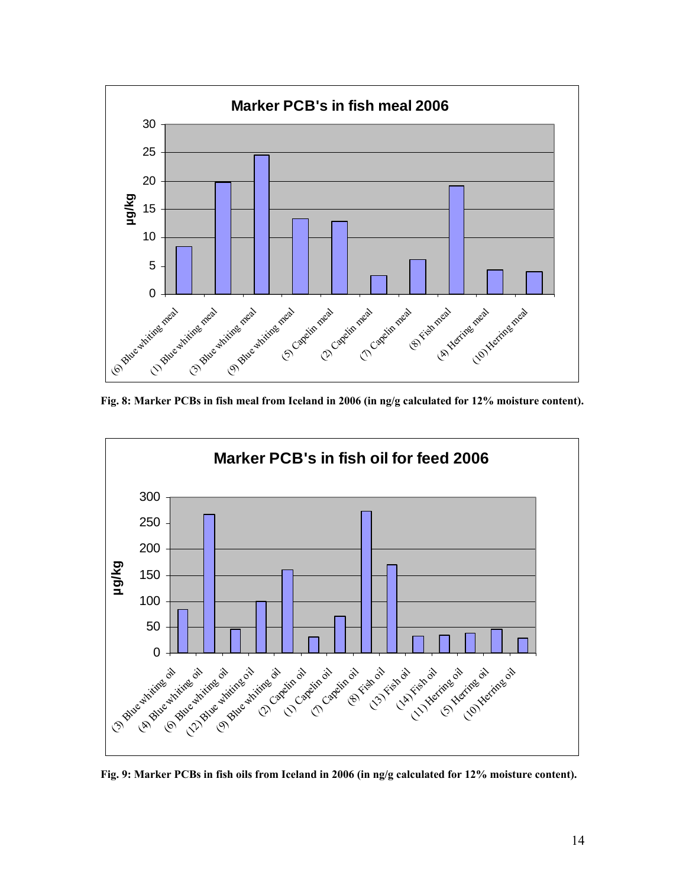Fig. 8: Marker PCBs in fish meal from Iceland in 2006 (in ng/g calculated for 12% moisture content).

Fig. 9: Marker PCBs in fish oils from Iceland in 2006 (in ng/g calculated for 12% moisture content).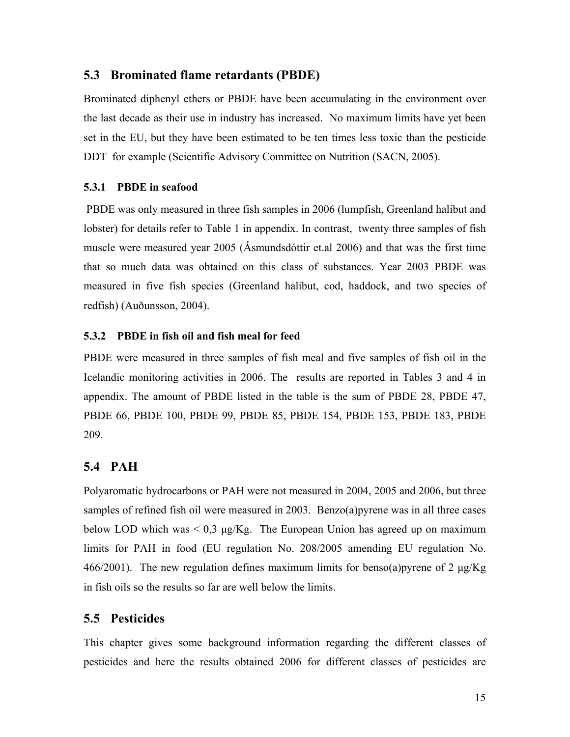## 5.3 Brominated flame retardants (PBDE)

Brominated diphenyl ethers or PBDE have been accumulating in the environment over the last decade as their use in industry has increased. No maximum limits have yet been set in the EU, but they have been estimated to be ten times less toxic than the pesticide DDT for example (Scientific Advisory Committee on Nutrition (SACN, 2005).

### 5.3.1 PBDE in seafood

PBDE was only measured in three fish samples in 2006 (lumpfish, Greenland halibut and lobster) for details refer to Table 1 in appendix. In contrast, twenty three samples of fish muscle were measured year 2005 (Ásmundsdóttir et.al 2006) and that was the first time that so much data was obtained on this class of substances. Year 2003 PBDE was measured in five fish species (Greenland halibut, cod, haddock, and two species of redfish) (Auðunsson, 2004).

### 5.3.2 PBDE in fish oil and fish meal for feed

PBDE were measured in three samples of fish meal and five samples of fish oil in the Icelandic monitoring activities in 2006. The results are reported in Tables 3 and 4 in appendix. The amount of PBDE listed in the table is the sum of PBDE 28, PBDE 47, PBDE 66, PBDE 100, PBDE 99, PBDE 85, PBDE 154, PBDE 153, PBDE 183, PBDE 209.

## 5.4 PAH

Polyaromatic hydrocarbons or PAH were not measured in 2004, 2005 and 2006, but three samples of refined fish oil were measured in 2003. Benzo(a)pyrene was in all three cases below LOD which was < 0,3 μg/Kg. The European Union has agreed up on maximum limits for PAH in food (EU regulation No. 208/2005 amending EU regulation No. 466/2001). The new regulation defines maximum limits for benso(a)pyrene of 2 μg/Kg in fish oils so the results so far are well below the limits.

## 5.5 Pesticides

This chapter gives some background information regarding the different classes of pesticides and here the results obtained 2006 for different classes of pesticides are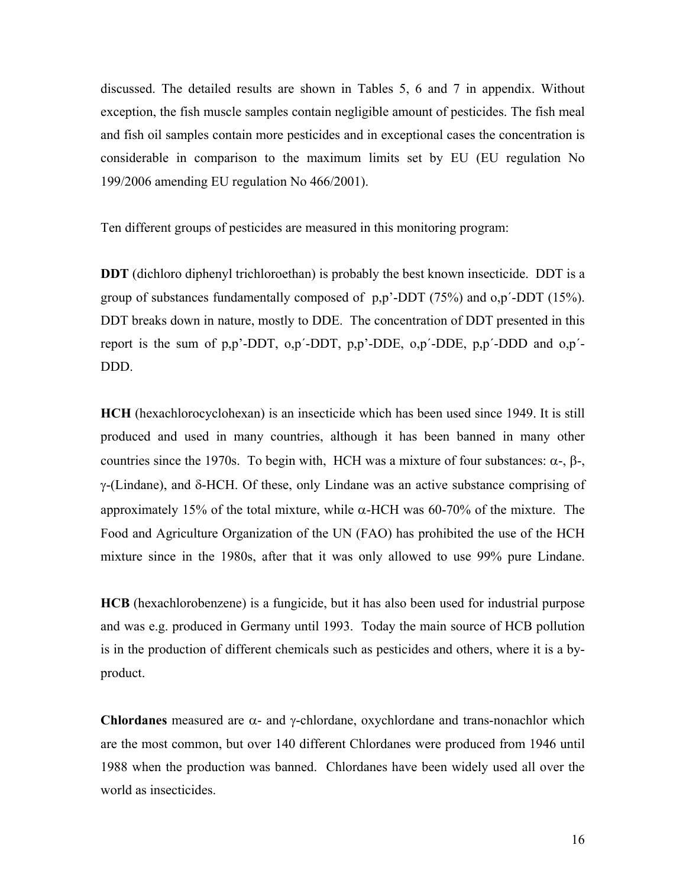discussed. The detailed results are shown in Tables 5, 6 and 7 in appendix. Without exception, the fish muscle samples contain negligible amount of pesticides. The fish meal and fish oil samples contain more pesticides and in exceptional cases the concentration is considerable in comparison to the maximum limits set by EU (EU regulation No 199/2006 amending EU regulation No 466/2001).

Ten different groups of pesticides are measured in this monitoring program:

**DDT** (dichloro diphenyl trichloroethan) is probably the best known insecticide. DDT is a group of substances fundamentally composed of p,p'-DDT (75%) and o,p´-DDT (15%). DDT breaks down in nature, mostly to DDE. The concentration of DDT presented in this report is the sum of p,p'-DDT, o,p´-DDT, p,p'-DDE, o,p´-DDE, p,p´-DDD and o,p´-DDD.

**HCH** (hexachlorocyclohexan) is an insecticide which has been used since 1949. It is still produced and used in many countries, although it has been banned in many other countries since the 1970s. To begin with, HCH was a mixture of four substances: $\alpha$-, $\beta$-, $\gamma$-(Lindane), and $\delta$-HCH. Of these, only Lindane was an active substance comprising of approximately 15% of the total mixture, while $\alpha$-HCH was 60-70% of the mixture. The Food and Agriculture Organization of the UN (FAO) has prohibited the use of the HCH mixture since in the 1980s, after that it was only allowed to use 99% pure Lindane.

**HCB** (hexachlorobenzene) is a fungicide, but it has also been used for industrial purpose and was e.g. produced in Germany until 1993. Today the main source of HCB pollution is in the production of different chemicals such as pesticides and others, where it is a by-product.

**Chlordanes** measured are $\alpha$- and $\gamma$-chlordane, oxychlordane and trans-nonachlor which are the most common, but over 140 different Chlordanes were produced from 1946 until 1988 when the production was banned. Chlordanes have been widely used all over the world as insecticides.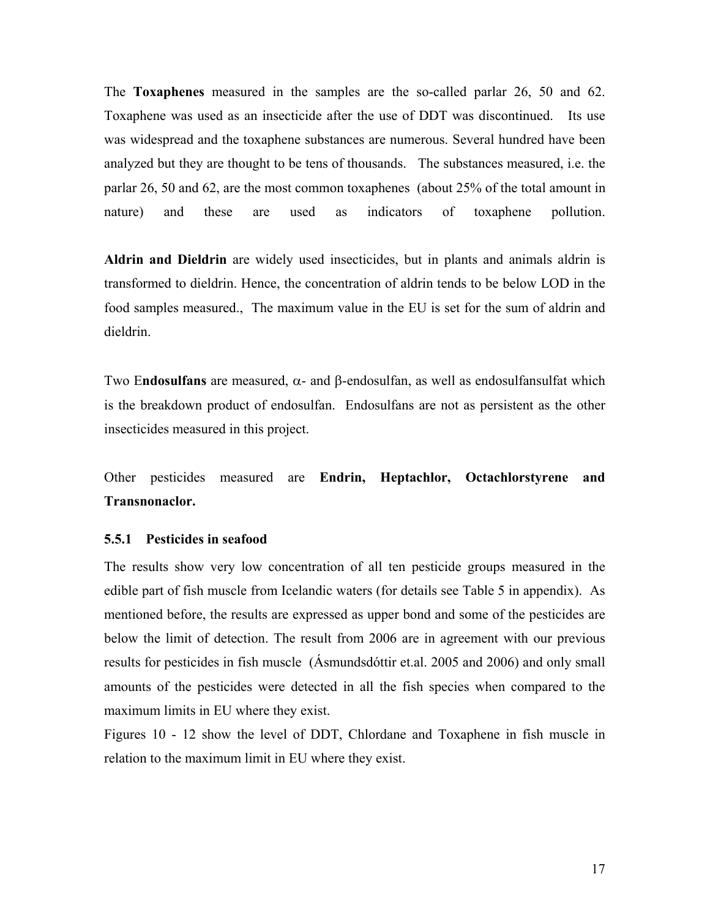The **Toxaphenes** measured in the samples are the so-called parlar 26, 50 and 62. Toxaphene was used as an insecticide after the use of DDT was discontinued. Its use was widespread and the toxaphene substances are numerous. Several hundred have been analyzed but they are thought to be tens of thousands. The substances measured, i.e. the parlar 26, 50 and 62, are the most common toxaphenes (about 25% of the total amount in nature) and these are used as indicators of toxaphene pollution.

**Aldrin and Dieldrin** are widely used insecticides, but in plants and animals aldrin is transformed to dieldrin. Hence, the concentration of aldrin tends to be below LOD in the food samples measured., The maximum value in the EU is set for the sum of aldrin and dieldrin.

Two E**ndosulfans** are measured, α- and β-endosulfan, as well as endosulfansulfat which is the breakdown product of endosulfan. Endosulfans are not as persistent as the other insecticides measured in this project.

Other pesticides measured are **Endrin, Heptachlor, Octachlorstyrene and Transnonaclor.**

### 5.5.1 Pesticides in seafood

The results show very low concentration of all ten pesticide groups measured in the edible part of fish muscle from Icelandic waters (for details see Table 5 in appendix). As mentioned before, the results are expressed as upper bond and some of the pesticides are below the limit of detection. The result from 2006 are in agreement with our previous results for pesticides in fish muscle (Ásmundsdóttir et.al. 2005 and 2006) and only small amounts of the pesticides were detected in all the fish species when compared to the maximum limits in EU where they exist.

Figures 10 - 12 show the level of DDT, Chlordane and Toxaphene in fish muscle in relation to the maximum limit in EU where they exist.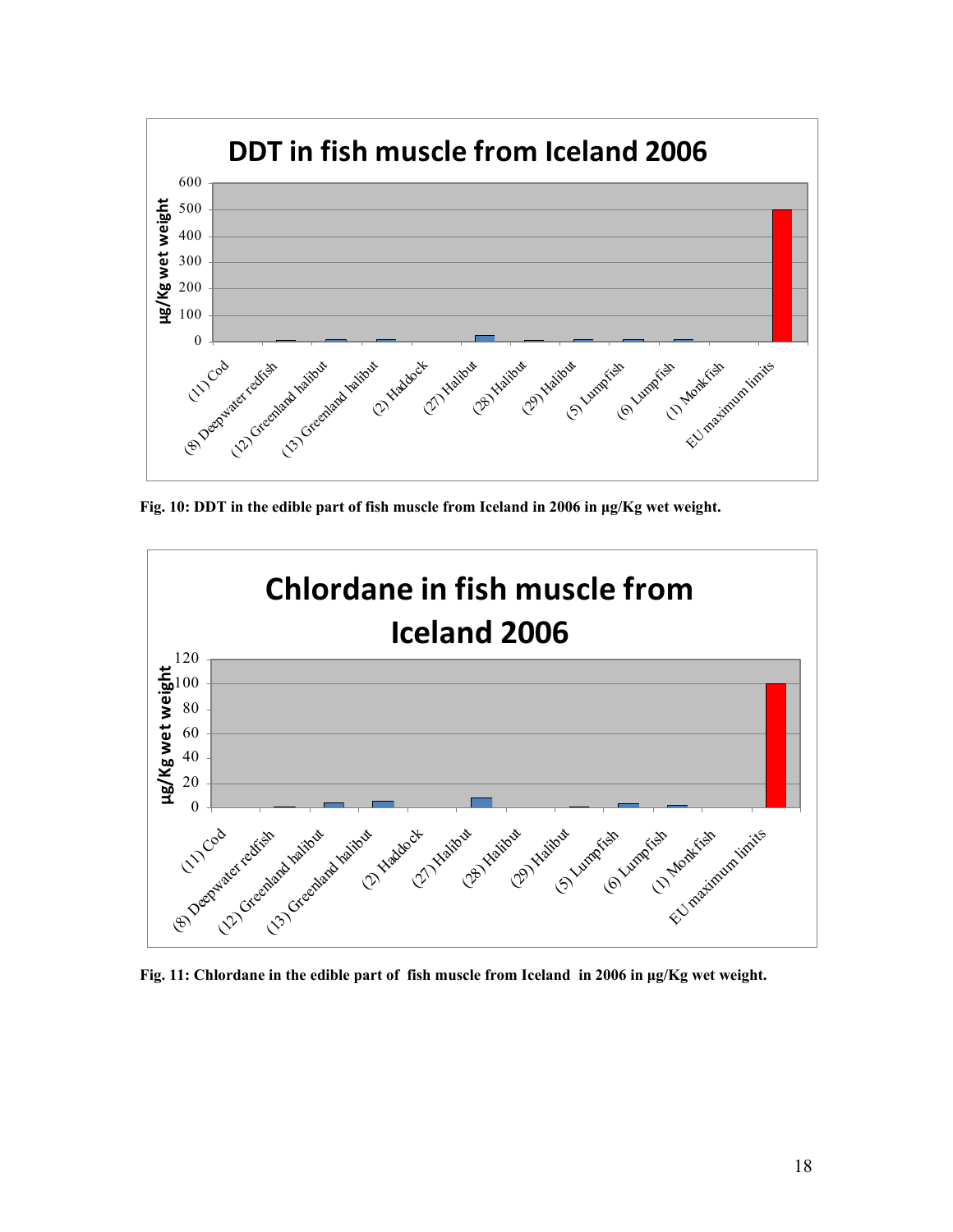Fig. 10: DDT in the edible part of fish muscle from Iceland in 2006 in µg/Kg wet weight.

Fig. 11: Chlordane in the edible part of fish muscle from Iceland in 2006 in µg/Kg wet weight.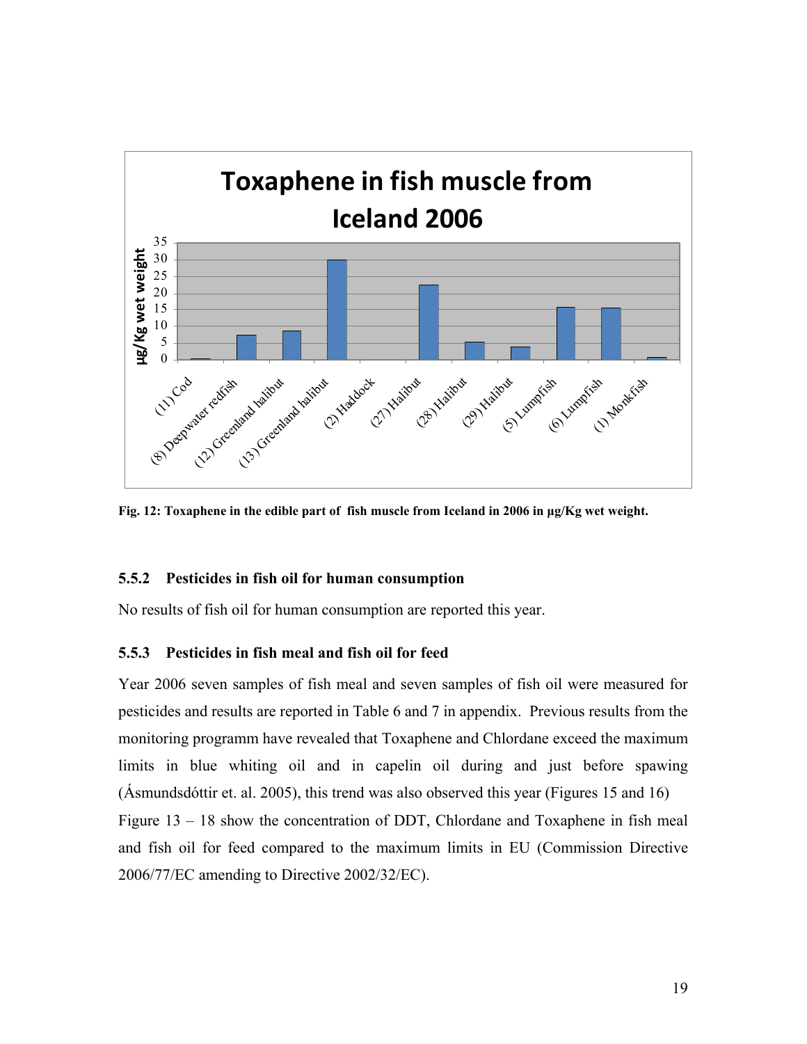Fig. 12: Toxaphene in the edible part of fish muscle from Iceland in 2006 in µg/Kg wet weight.

### 5.5.2 Pesticides in fish oil for human consumption

No results of fish oil for human consumption are reported this year.

### 5.5.3 Pesticides in fish meal and fish oil for feed

Year 2006 seven samples of fish meal and seven samples of fish oil were measured for pesticides and results are reported in Table 6 and 7 in appendix. Previous results from the monitoring programm have revealed that Toxaphene and Chlordane exceed the maximum limits in blue whiting oil and in capelin oil during and just before spawing (Ásmundsdóttir et. al. 2005), this trend was also observed this year (Figures 15 and 16)

Figure 13 – 18 show the concentration of DDT, Chlordane and Toxaphene in fish meal and fish oil for feed compared to the maximum limits in EU (Commission Directive 2006/77/EC amending to Directive 2002/32/EC).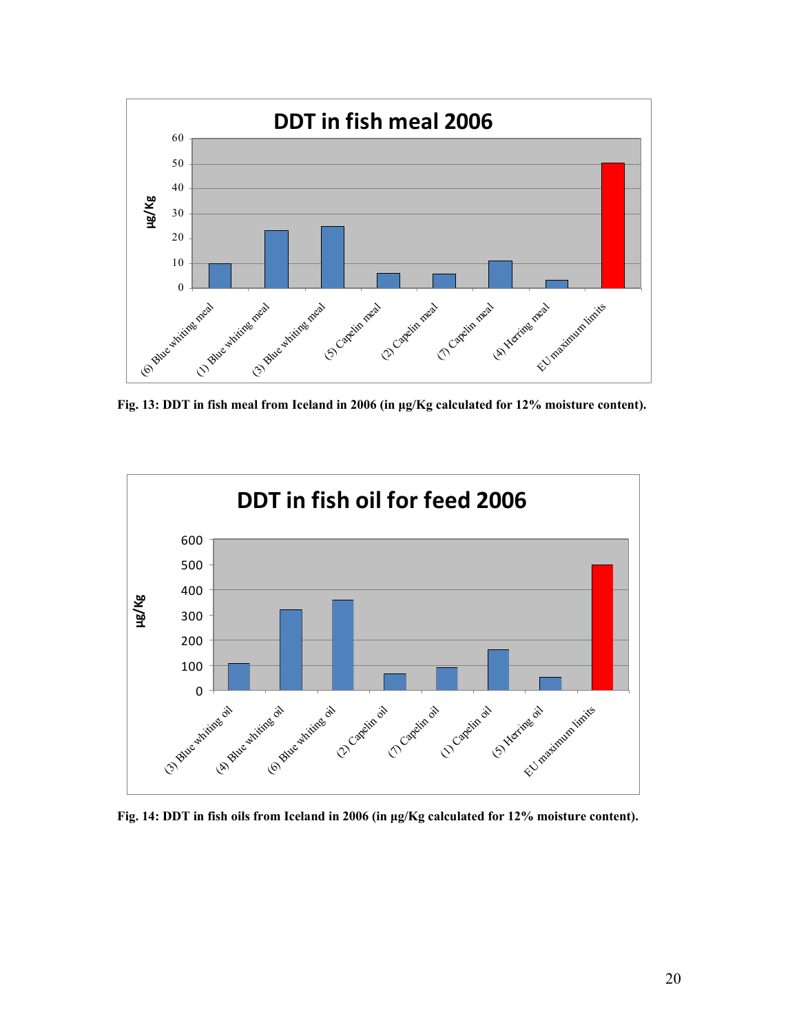Fig. 13: DDT in fish meal from Iceland in 2006 (in µg/Kg calculated for 12% moisture content).

Fig. 14: DDT in fish oils from Iceland in 2006 (in µg/Kg calculated for 12% moisture content).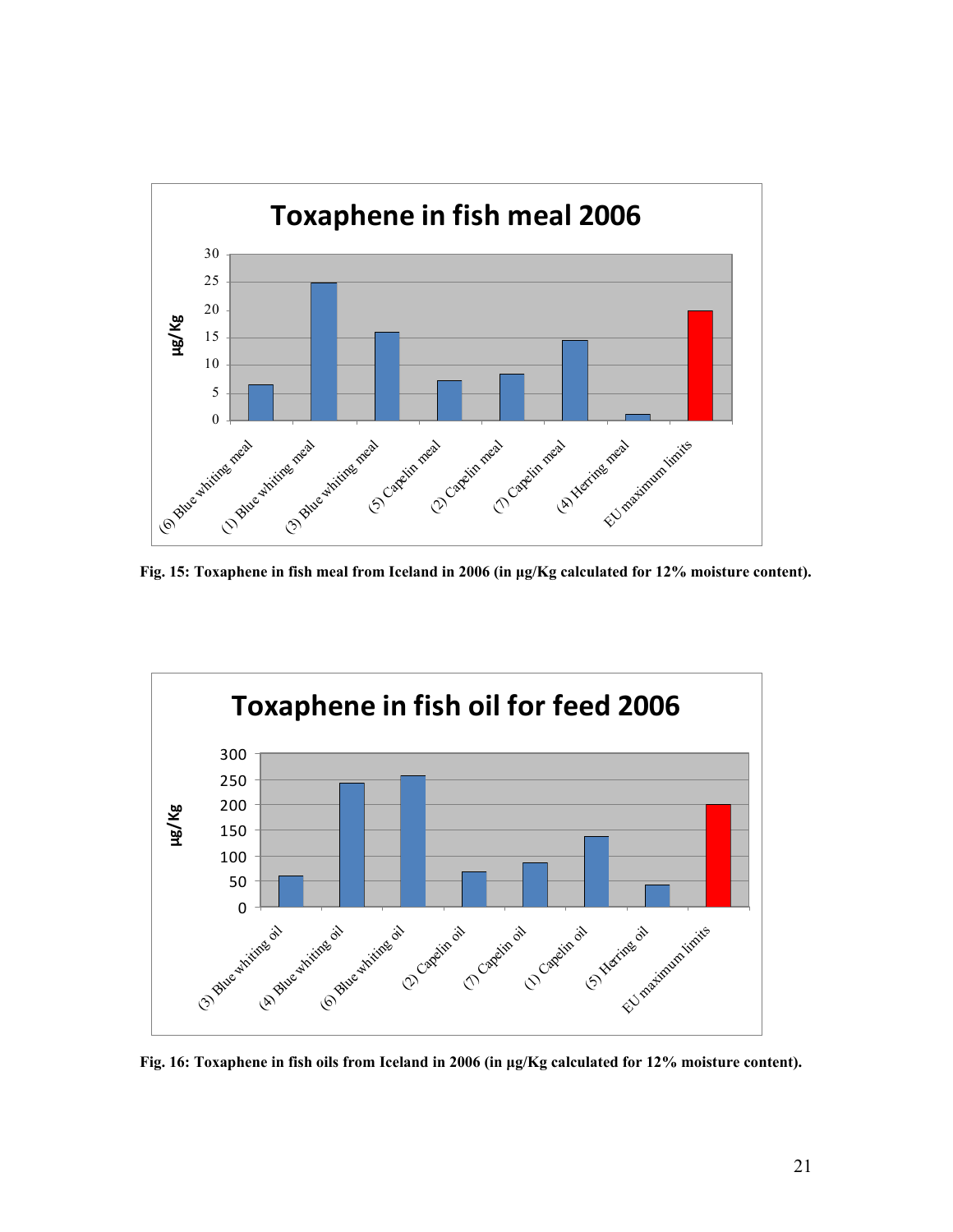Fig. 15: Toxaphene in fish meal from Iceland in 2006 (in µg/Kg calculated for 12% moisture content).

Fig. 16: Toxaphene in fish oils from Iceland in 2006 (in µg/Kg calculated for 12% moisture content).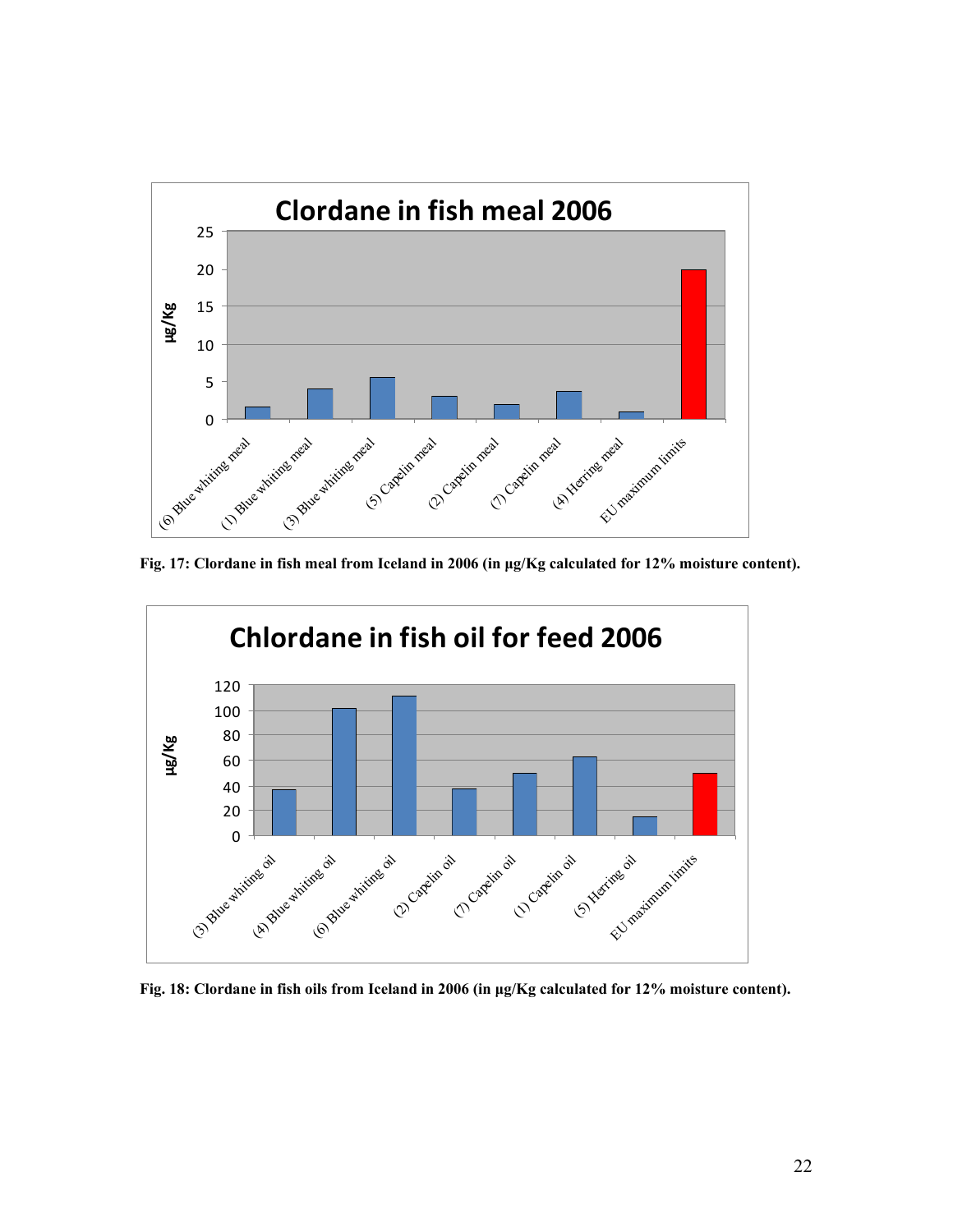Fig. 17: Clordane in fish meal from Iceland in 2006 (in µg/Kg calculated for 12% moisture content).

Fig. 18: Clordane in fish oils from Iceland in 2006 (in µg/Kg calculated for 12% moisture content).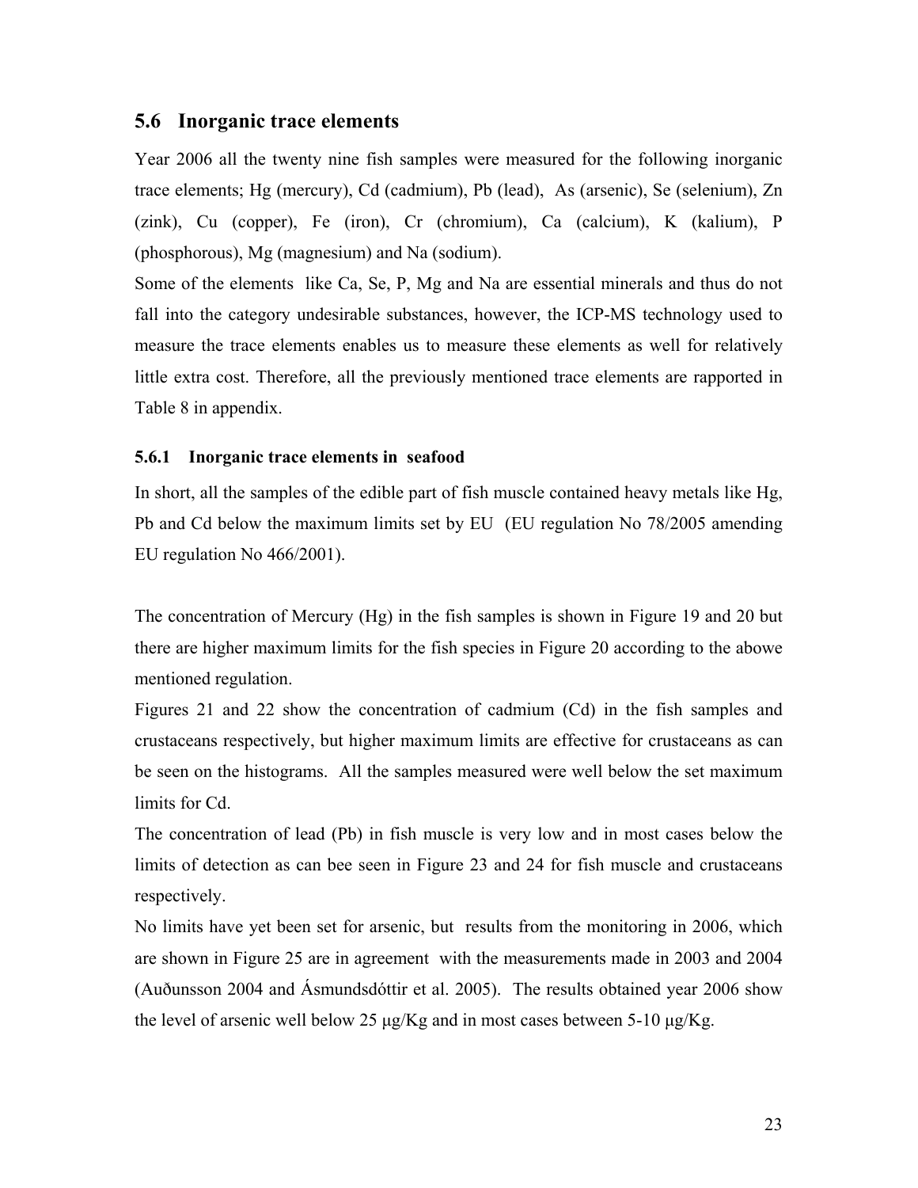## 5.6 Inorganic trace elements

Year 2006 all the twenty nine fish samples were measured for the following inorganic trace elements; Hg (mercury), Cd (cadmium), Pb (lead), As (arsenic), Se (selenium), Zn (zink), Cu (copper), Fe (iron), Cr (chromium), Ca (calcium), K (kalium), P (phosphorous), Mg (magnesium) and Na (sodium).

Some of the elements like Ca, Se, P, Mg and Na are essential minerals and thus do not fall into the category undesirable substances, however, the ICP-MS technology used to measure the trace elements enables us to measure these elements as well for relatively little extra cost. Therefore, all the previously mentioned trace elements are rapported in Table 8 in appendix.

### 5.6.1 Inorganic trace elements in seafood

In short, all the samples of the edible part of fish muscle contained heavy metals like Hg, Pb and Cd below the maximum limits set by EU (EU regulation No 78/2005 amending EU regulation No 466/2001).

The concentration of Mercury (Hg) in the fish samples is shown in Figure 19 and 20 but there are higher maximum limits for the fish species in Figure 20 according to the abowe mentioned regulation.

Figures 21 and 22 show the concentration of cadmium (Cd) in the fish samples and crustaceans respectively, but higher maximum limits are effective for crustaceans as can be seen on the histograms. All the samples measured were well below the set maximum limits for Cd.

The concentration of lead (Pb) in fish muscle is very low and in most cases below the limits of detection as can bee seen in Figure 23 and 24 for fish muscle and crustaceans respectively.

No limits have yet been set for arsenic, but results from the monitoring in 2006, which are shown in Figure 25 are in agreement with the measurements made in 2003 and 2004 (Auðunsson 2004 and Ásmundsdóttir et al. 2005). The results obtained year 2006 show the level of arsenic well below 25 µg/Kg and in most cases between 5-10 µg/Kg.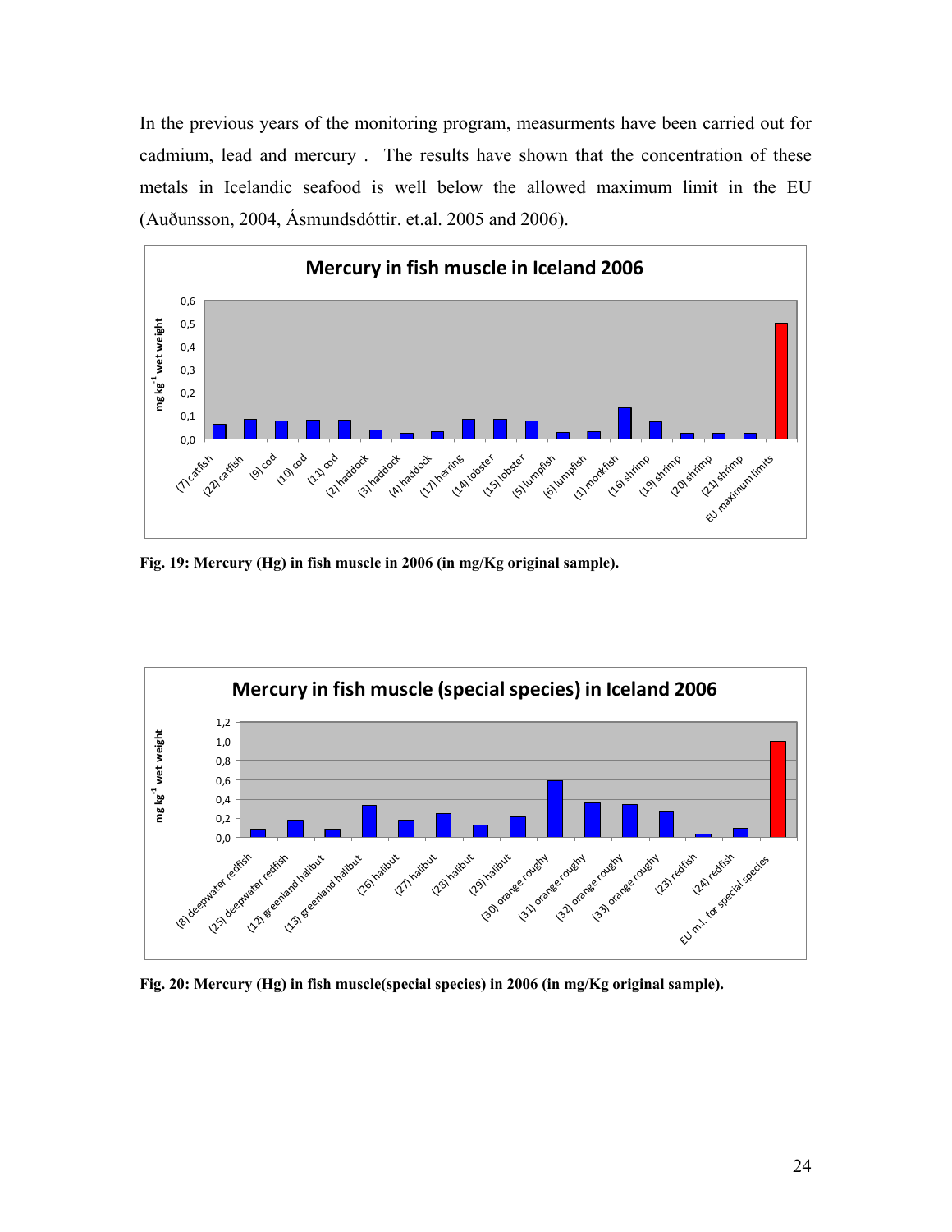In the previous years of the monitoring program, measurments have been carried out for cadmium, lead and mercury . The results have shown that the concentration of these metals in Icelandic seafood is well below the allowed maximum limit in the EU (Auðunsson, 2004, Ásmundsdóttir. et.al. 2005 and 2006).

**Fig. 19: Mercury (Hg) in fish muscle in 2006 (in mg/Kg original sample).**

**Fig. 20: Mercury (Hg) in fish muscle(special species) in 2006 (in mg/Kg original sample).**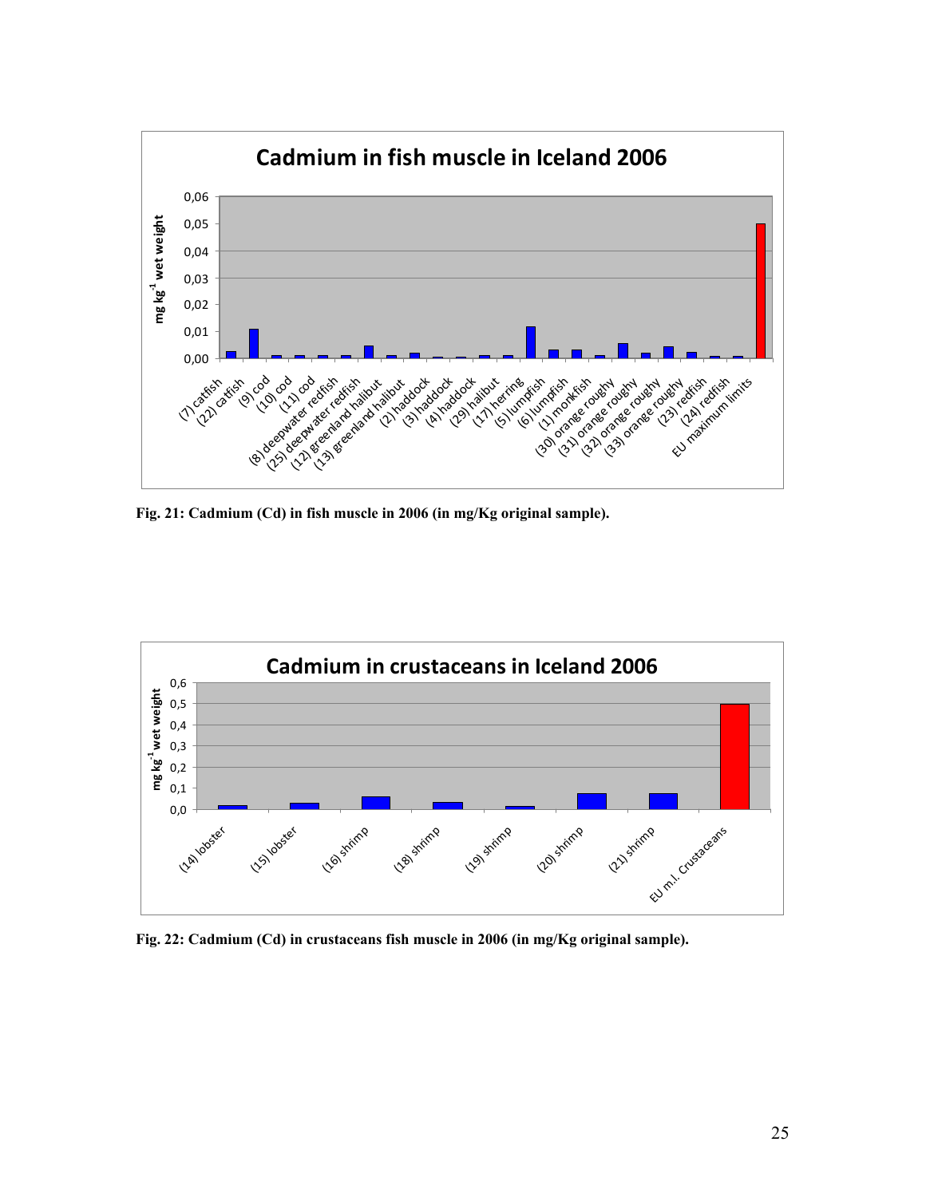Fig. 21: Cadmium (Cd) in fish muscle in 2006 (in mg/Kg original sample).

Fig. 22: Cadmium (Cd) in crustaceans fish muscle in 2006 (in mg/Kg original sample).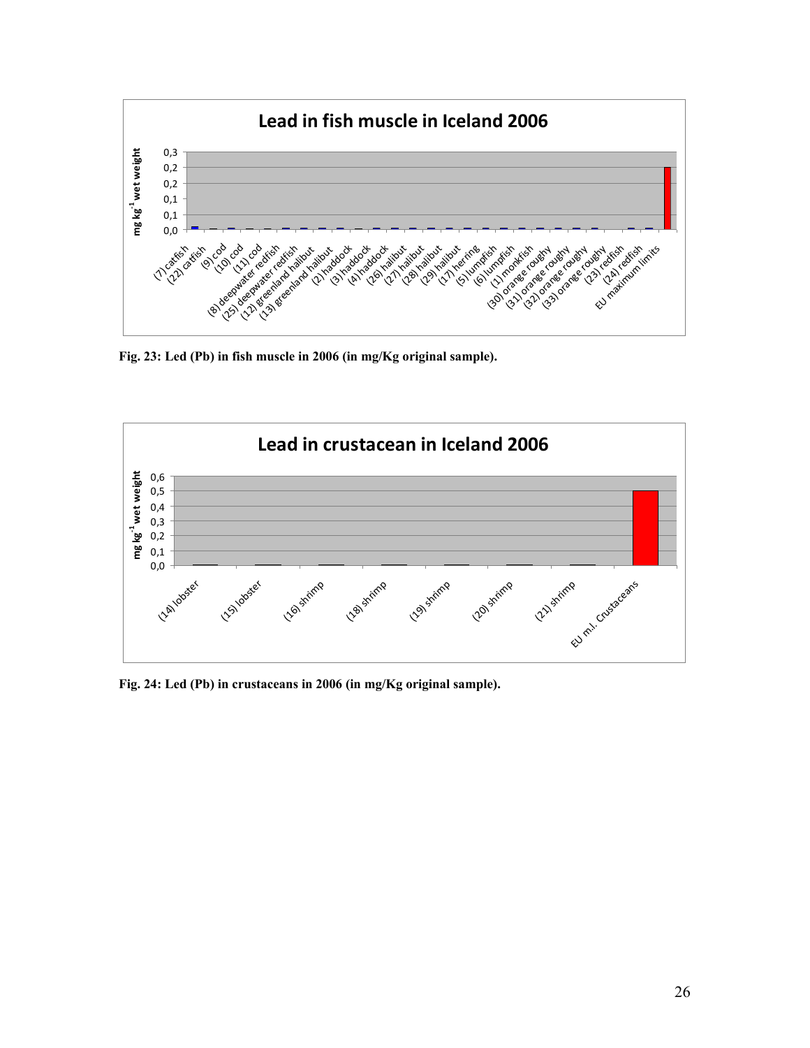Fig. 23: Led (Pb) in fish muscle in 2006 (in mg/Kg original sample).

Fig. 24: Led (Pb) in crustaceans in 2006 (in mg/Kg original sample).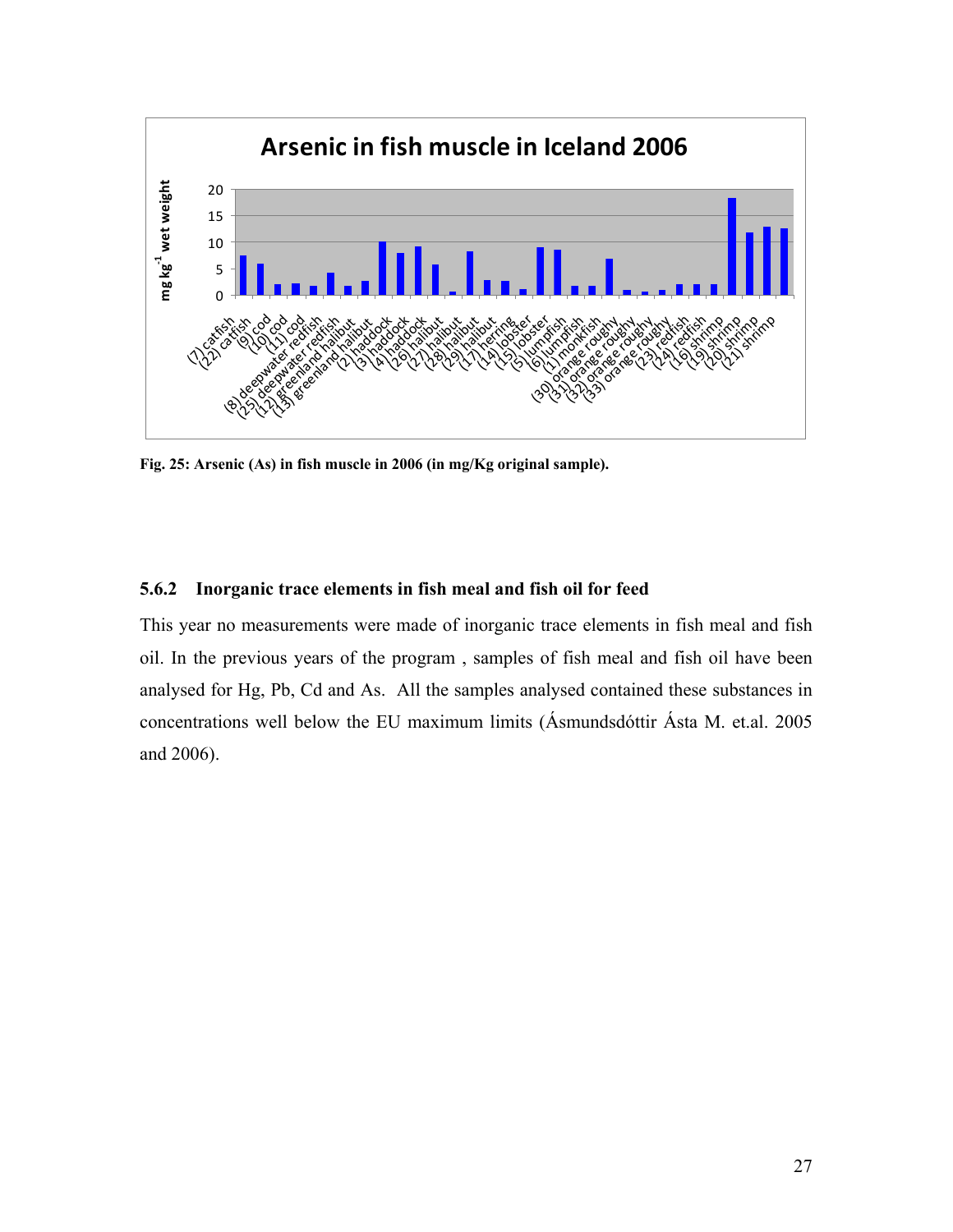Fig. 25: Arsenic (As) in fish muscle in 2006 (in mg/Kg original sample).

### 5.6.2 Inorganic trace elements in fish meal and fish oil for feed

This year no measurements were made of inorganic trace elements in fish meal and fish oil. In the previous years of the program , samples of fish meal and fish oil have been analysed for Hg, Pb, Cd and As. All the samples analysed contained these substances in concentrations well below the EU maximum limits (Ásmundsdóttir Ásta M. et.al. 2005 and 2006).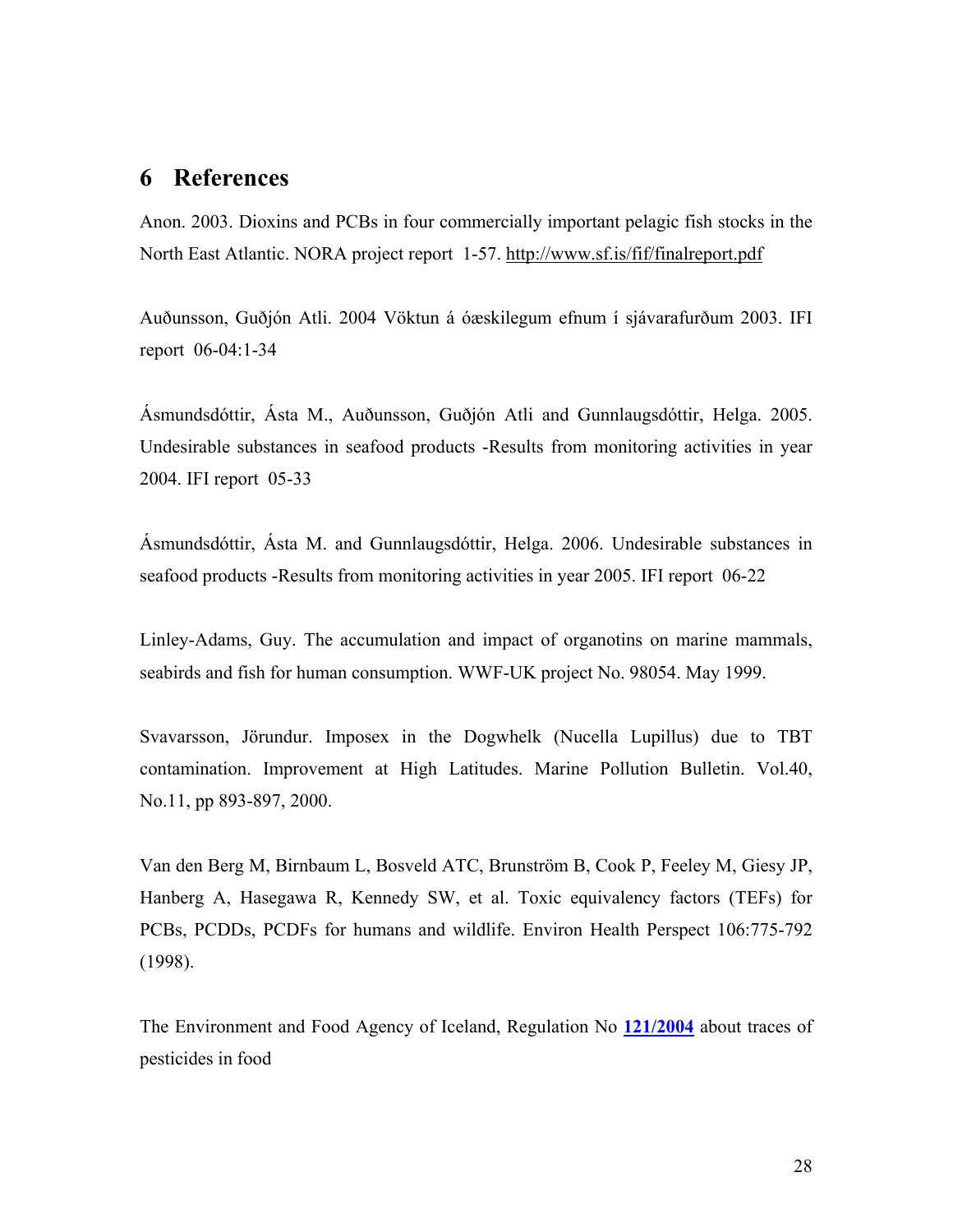# 6 References

Anon. 2003. Dioxins and PCBs in four commercially important pelagic fish stocks in the North East Atlantic. NORA project report 1-57. http://www.sf.is/fif/finalreport.pdf

Auðunsson, Guðjón Atli. 2004 Vöktun á óæskilegum efnum í sjávarafurðum 2003. IFI report 06-04:1-34

Ásmundsdóttir, Ásta M., Auðunsson, Guðjón Atli and Gunnlaugsdóttir, Helga. 2005. Undesirable substances in seafood products -Results from monitoring activities in year 2004. IFI report 05-33

Ásmundsdóttir, Ásta M. and Gunnlaugsdóttir, Helga. 2006. Undesirable substances in seafood products -Results from monitoring activities in year 2005. IFI report 06-22

Linley-Adams, Guy. The accumulation and impact of organotins on marine mammals, seabirds and fish for human consumption. WWF-UK project No. 98054. May 1999.

Svavarsson, Jörundur. Imposex in the Dogwhelk (Nucella Lupillus) due to TBT contamination. Improvement at High Latitudes. Marine Pollution Bulletin. Vol.40, No.11, pp 893-897, 2000.

Van den Berg M, Birnbaum L, Bosveld ATC, Brunström B, Cook P, Feeley M, Giesy JP, Hanberg A, Hasegawa R, Kennedy SW, et al. Toxic equivalency factors (TEFs) for PCBs, PCDDs, PCDFs for humans and wildlife. Environ Health Perspect 106:775-792 (1998).

The Environment and Food Agency of Iceland, Regulation No **121/2004** about traces of pesticides in food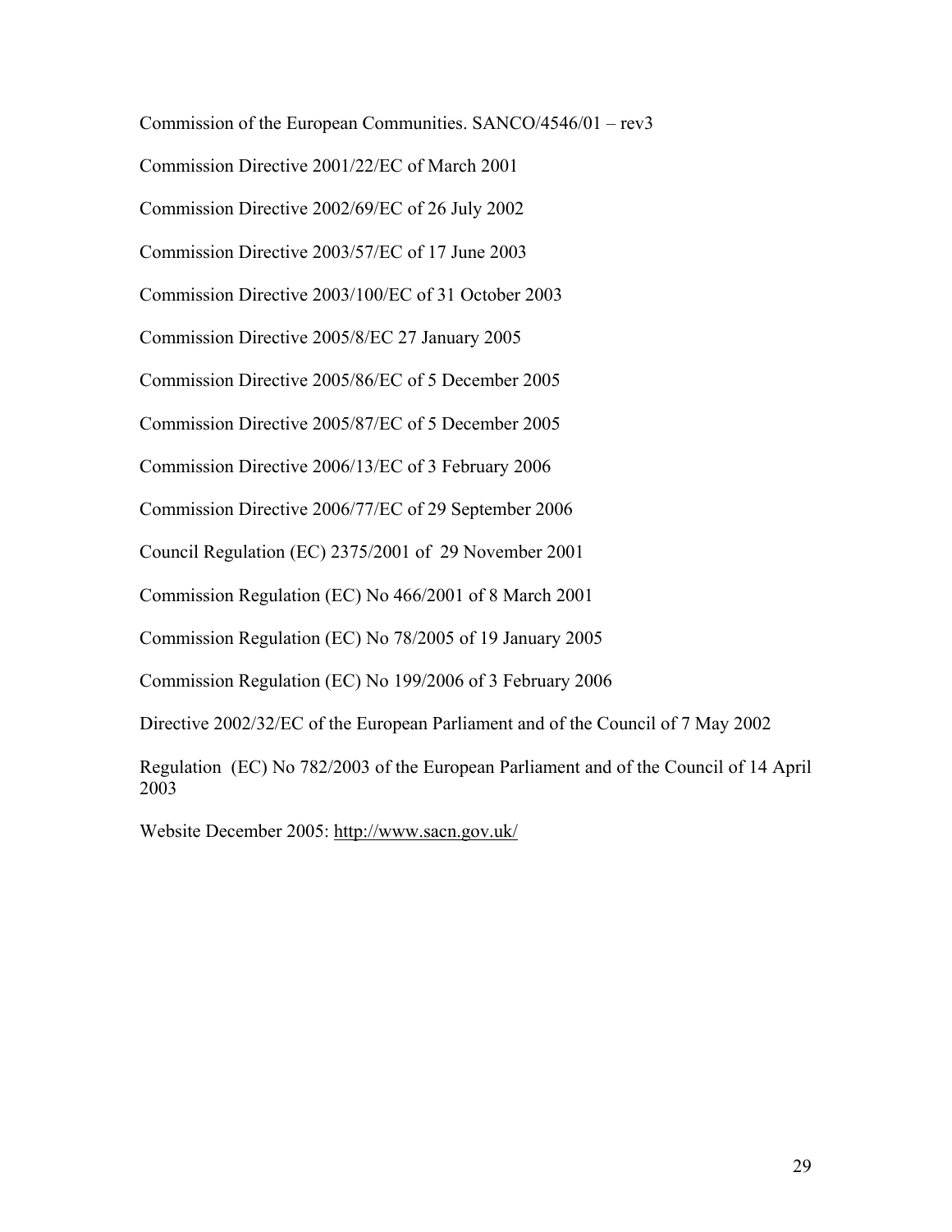Commission of the European Communities. SANCO/4546/01 – rev3

Commission Directive 2001/22/EC of March 2001

Commission Directive 2002/69/EC of 26 July 2002

Commission Directive 2003/57/EC of 17 June 2003

Commission Directive 2003/100/EC of 31 October 2003

Commission Directive 2005/8/EC 27 January 2005

Commission Directive 2005/86/EC of 5 December 2005

Commission Directive 2005/87/EC of 5 December 2005

Commission Directive 2006/13/EC of 3 February 2006

Commission Directive 2006/77/EC of 29 September 2006

Council Regulation (EC) 2375/2001 of 29 November 2001

Commission Regulation (EC) No 466/2001 of 8 March 2001

Commission Regulation (EC) No 78/2005 of 19 January 2005

Commission Regulation (EC) No 199/2006 of 3 February 2006

Directive 2002/32/EC of the European Parliament and of the Council of 7 May 2002

Regulation (EC) No 782/2003 of the European Parliament and of the Council of 14 April 2003

Website December 2005: http://www.sacn.gov.uk/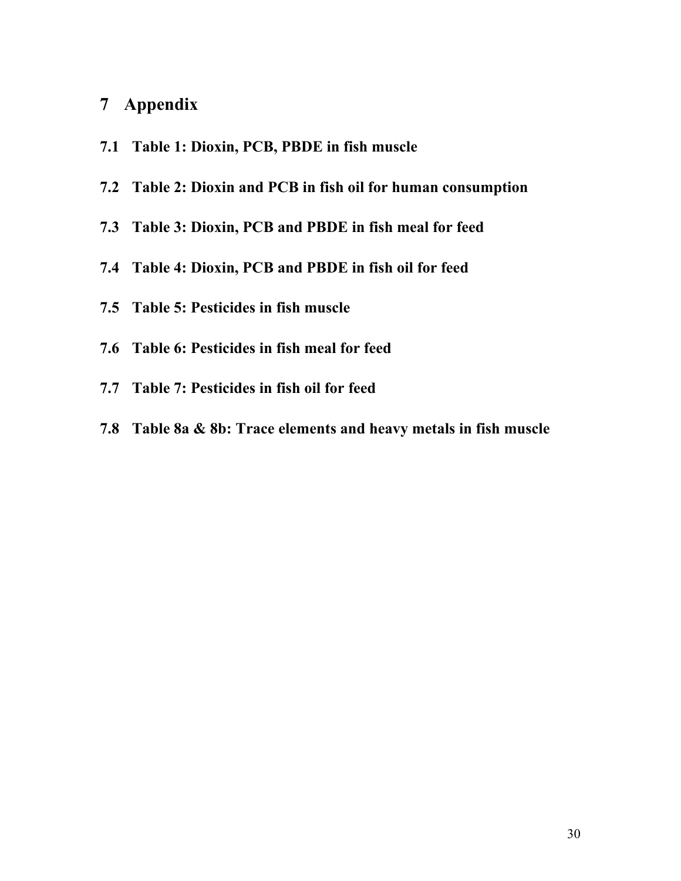# 7 Appendix

## 7.1 Table 1: Dioxin, PCB, PBDE in fish muscle

## 7.2 Table 2: Dioxin and PCB in fish oil for human consumption

## 7.3 Table 3: Dioxin, PCB and PBDE in fish meal for feed

## 7.4 Table 4: Dioxin, PCB and PBDE in fish oil for feed

## 7.5 Table 5: Pesticides in fish muscle

## 7.6 Table 6: Pesticides in fish meal for feed

## 7.7 Table 7: Pesticides in fish oil for feed

## 7.8 Table 8a & 8b: Trace elements and heavy metals in fish muscle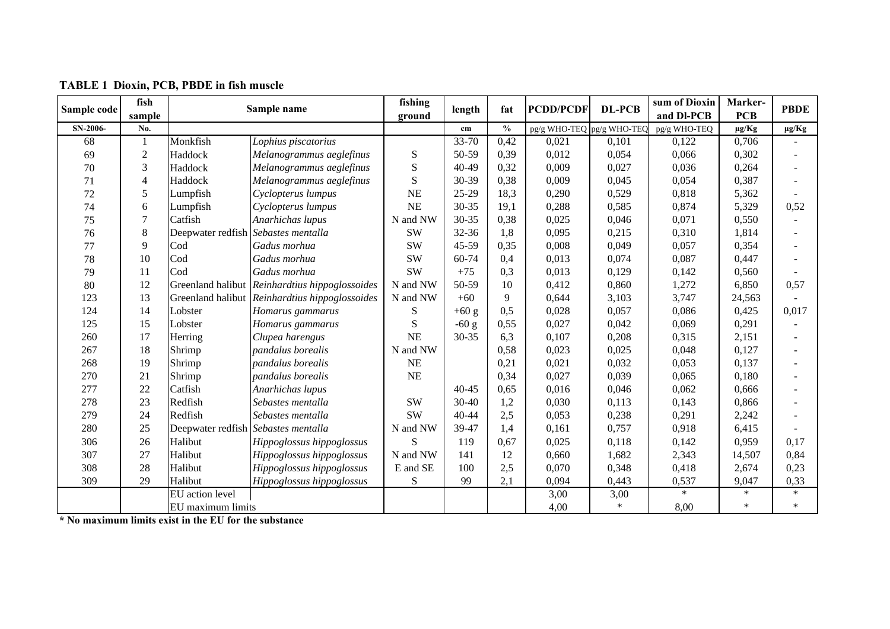**TABLE 1 Dioxin, PCB, PBDE in fish muscle**

| Sample code | fish sample | Sample name | | fishing ground | length | fat | PCDD/PCDF | DL-PCB | sum of Dioxin and Dl-PCB | Marker-PCB | PBDE |
|---|---|---|---|---|---|---|---|---|---|---|---|
| SN-2006- | No. | | | | cm | % | pg/g WHO-TEQ | pg/g WHO-TEQ | pg/g WHO-TEQ | µg/Kg | µg/Kg |
| 68 | 1 | Monkfish | *Lophius piscatorius* | | 33-70 | 0,42 | 0,021 | 0,101 | 0,122 | 0,706 | - |
| 69 | 2 | Haddock | *Melanogrammus aeglefinus* | S | 50-59 | 0,39 | 0,012 | 0,054 | 0,066 | 0,302 | - |
| 70 | 3 | Haddock | *Melanogrammus aeglefinus* | S | 40-49 | 0,32 | 0,009 | 0,027 | 0,036 | 0,264 | - |
| 71 | 4 | Haddock | *Melanogrammus aeglefinus* | S | 30-39 | 0,38 | 0,009 | 0,045 | 0,054 | 0,387 | - |
| 72 | 5 | Lumpfish | *Cyclopterus lumpus* | NE | 25-29 | 18,3 | 0,290 | 0,529 | 0,818 | 5,362 | - |
| 74 | 6 | Lumpfish | *Cyclopterus lumpus* | NE | 30-35 | 19,1 | 0,288 | 0,585 | 0,874 | 5,329 | 0,52 |
| 75 | 7 | Catfish | *Anarhichas lupus* | N and NW | 30-35 | 0,38 | 0,025 | 0,046 | 0,071 | 0,550 | - |
| 76 | 8 | Deepwater redfish | *Sebastes mentalla* | SW | 32-36 | 1,8 | 0,095 | 0,215 | 0,310 | 1,814 | - |
| 77 | 9 | Cod | *Gadus morhua* | SW | 45-59 | 0,35 | 0,008 | 0,049 | 0,057 | 0,354 | - |
| 78 | 10 | Cod | *Gadus morhua* | SW | 60-74 | 0,4 | 0,013 | 0,074 | 0,087 | 0,447 | - |
| 79 | 11 | Cod | *Gadus morhua* | SW | +75 | 0,3 | 0,013 | 0,129 | 0,142 | 0,560 | - |
| 80 | 12 | Greenland halibut | *Reinhardtius hippoglossoides* | N and NW | 50-59 | 10 | 0,412 | 0,860 | 1,272 | 6,850 | 0,57 |
| 123 | 13 | Greenland halibut | *Reinhardtius hippoglossoides* | N and NW | +60 | 9 | 0,644 | 3,103 | 3,747 | 24,563 | - |
| 124 | 14 | Lobster | *Homarus gammarus* | S | +60 g | 0,5 | 0,028 | 0,057 | 0,086 | 0,425 | 0,017 |
| 125 | 15 | Lobster | *Homarus gammarus* | S | -60 g | 0,55 | 0,027 | 0,042 | 0,069 | 0,291 | - |
| 260 | 17 | Herring | *Clupea harengus* | NE | 30-35 | 6,3 | 0,107 | 0,208 | 0,315 | 2,151 | - |
| 267 | 18 | Shrimp | *pandalus borealis* | N and NW | | 0,58 | 0,023 | 0,025 | 0,048 | 0,127 | - |
| 268 | 19 | Shrimp | *pandalus borealis* | NE | | 0,21 | 0,021 | 0,032 | 0,053 | 0,137 | - |
| 270 | 21 | Shrimp | *pandalus borealis* | NE | | 0,34 | 0,027 | 0,039 | 0,065 | 0,180 | - |
| 277 | 22 | Catfish | *Anarhichas lupus* | | 40-45 | 0,65 | 0,016 | 0,046 | 0,062 | 0,666 | - |
| 278 | 23 | Redfish | *Sebastes mentalla* | SW | 30-40 | 1,2 | 0,030 | 0,113 | 0,143 | 0,866 | - |
| 279 | 24 | Redfish | *Sebastes mentalla* | SW | 40-44 | 2,5 | 0,053 | 0,238 | 0,291 | 2,242 | - |
| 280 | 25 | Deepwater redfish | *Sebastes mentalla* | N and NW | 39-47 | 1,4 | 0,161 | 0,757 | 0,918 | 6,415 | - |
| 306 | 26 | Halibut | *Hippoglossus hippoglossus* | S | 119 | 0,67 | 0,025 | 0,118 | 0,142 | 0,959 | 0,17 |
| 307 | 27 | Halibut | *Hippoglossus hippoglossus* | N and NW | 141 | 12 | 0,660 | 1,682 | 2,343 | 14,507 | 0,84 |
| 308 | 28 | Halibut | *Hippoglossus hippoglossus* | E and SE | 100 | 2,5 | 0,070 | 0,348 | 0,418 | 2,674 | 0,23 |
| 309 | 29 | Halibut | *Hippoglossus hippoglossus* | S | 99 | 2,1 | 0,094 | 0,443 | 0,537 | 9,047 | 0,33 |
| | | EU action level | | | | | 3,00 | 3,00 | * | * | * |
| | | EU maximum limits | | | | | 4,00 | * | 8,00 | * | * |

**\* No maximum limits exist in the EU for the substance**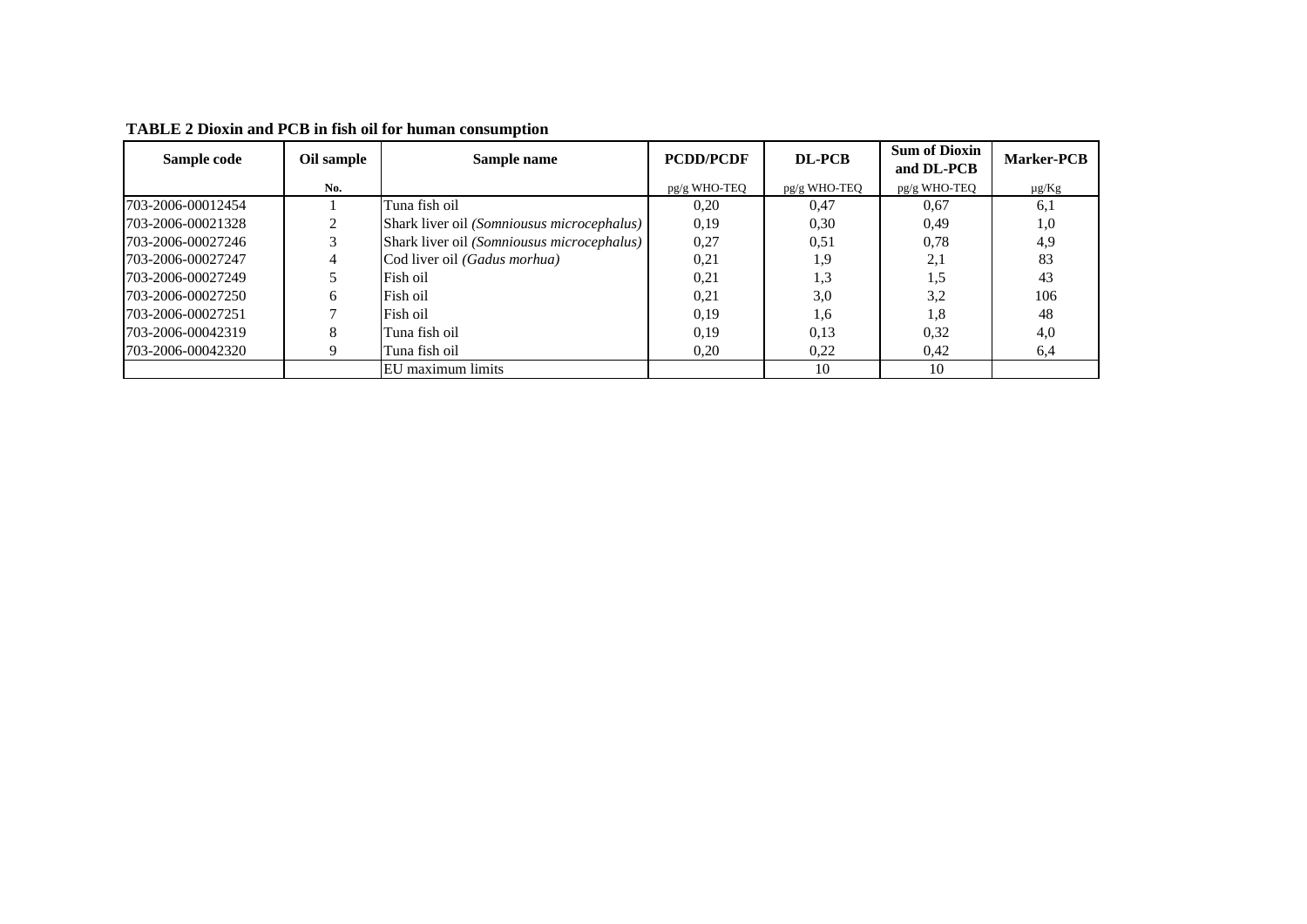**TABLE 2 Dioxin and PCB in fish oil for human consumption**

| Sample code | Oil sample | Sample name | PCDD/PCDF | DL-PCB | Sum of Dioxin and DL-PCB | Marker-PCB |
|---|---|---|---|---|---|---|
| | No. | | pg/g WHO-TEQ | pg/g WHO-TEQ | pg/g WHO-TEQ | µg/Kg |
| 703-2006-00012454 | 1 | Tuna fish oil | 0,20 | 0,47 | 0,67 | 6,1 |
| 703-2006-00021328 | 2 | Shark liver oil *(Somniousus microcephalus)* | 0,19 | 0,30 | 0,49 | 1,0 |
| 703-2006-00027246 | 3 | Shark liver oil *(Somniousus microcephalus)* | 0,27 | 0,51 | 0,78 | 4,9 |
| 703-2006-00027247 | 4 | Cod liver oil *(Gadus morhua)* | 0,21 | 1,9 | 2,1 | 83 |
| 703-2006-00027249 | 5 | Fish oil | 0,21 | 1,3 | 1,5 | 43 |
| 703-2006-00027250 | 6 | Fish oil | 0,21 | 3,0 | 3,2 | 106 |
| 703-2006-00027251 | 7 | Fish oil | 0,19 | 1,6 | 1,8 | 48 |
| 703-2006-00042319 | 8 | Tuna fish oil | 0,19 | 0,13 | 0,32 | 4,0 |
| 703-2006-00042320 | 9 | Tuna fish oil | 0,20 | 0,22 | 0,42 | 6,4 |
| | | EU maximum limits | | 10 | 10 | |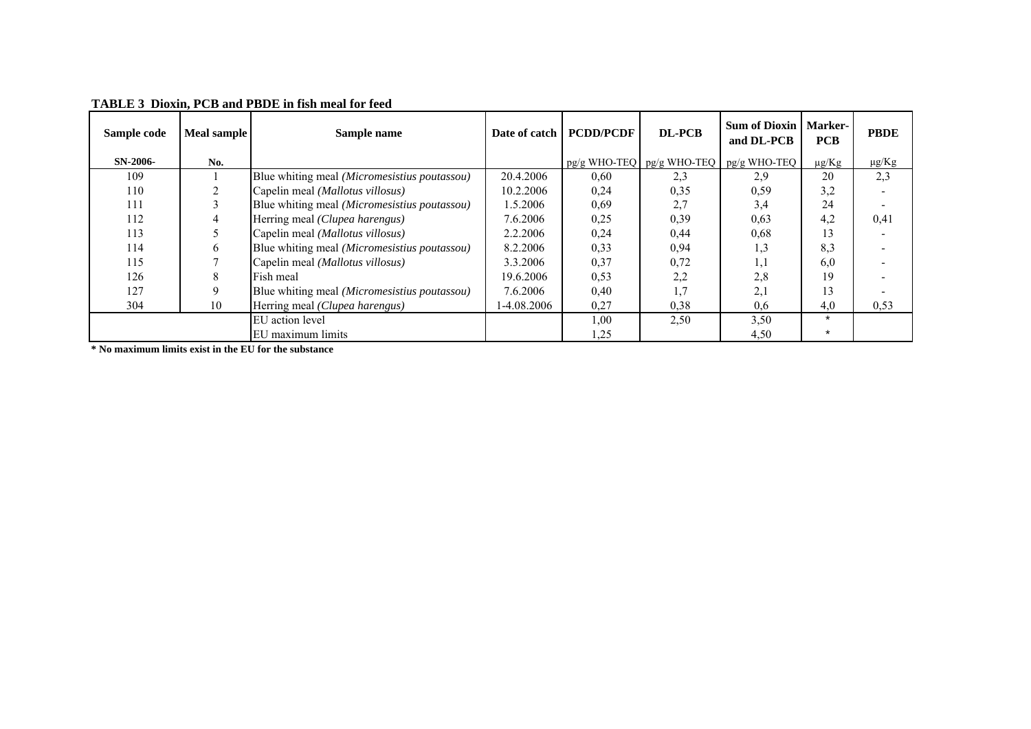**TABLE 3 Dioxin, PCB and PBDE in fish meal for feed**

| Sample code | Meal sample | Sample name | Date of catch | PCDD/PCDF | DL-PCB | Sum of Dioxin and DL-PCB | Marker-PCB | PBDE |
|---|---|---|---|---|---|---|---|---|
| SN-2006- | No. | | | pg/g WHO-TEQ | pg/g WHO-TEQ | pg/g WHO-TEQ | µg/Kg | µg/Kg |
| 109 | 1 | Blue whiting meal *(Micromesistius poutassou)* | 20.4.2006 | 0,60 | 2,3 | 2,9 | 20 | 2,3 |
| 110 | 2 | Capelin meal *(Mallotus villosus)* | 10.2.2006 | 0,24 | 0,35 | 0,59 | 3,2 | - |
| 111 | 3 | Blue whiting meal *(Micromesistius poutassou)* | 1.5.2006 | 0,69 | 2,7 | 3,4 | 24 | - |
| 112 | 4 | Herring meal *(Clupea harengus)* | 7.6.2006 | 0,25 | 0,39 | 0,63 | 4,2 | 0,41 |
| 113 | 5 | Capelin meal *(Mallotus villosus)* | 2.2.2006 | 0,24 | 0,44 | 0,68 | 13 | - |
| 114 | 6 | Blue whiting meal *(Micromesistius poutassou)* | 8.2.2006 | 0,33 | 0,94 | 1,3 | 8,3 | - |
| 115 | 7 | Capelin meal *(Mallotus villosus)* | 3.3.2006 | 0,37 | 0,72 | 1,1 | 6,0 | - |
| 126 | 8 | Fish meal | 19.6.2006 | 0,53 | 2,2 | 2,8 | 19 | - |
| 127 | 9 | Blue whiting meal *(Micromesistius poutassou)* | 7.6.2006 | 0,40 | 1,7 | 2,1 | 13 | - |
| 304 | 10 | Herring meal *(Clupea harengus)* | 1-4.08.2006 | 0,27 | 0,38 | 0,6 | 4,0 | 0,53 |
| | | EU action level | | 1,00 | 2,50 | 3,50 | * | |
| | | EU maximum limits | | 1,25 | | 4,50 | * | |

**\* No maximum limits exist in the EU for the substance**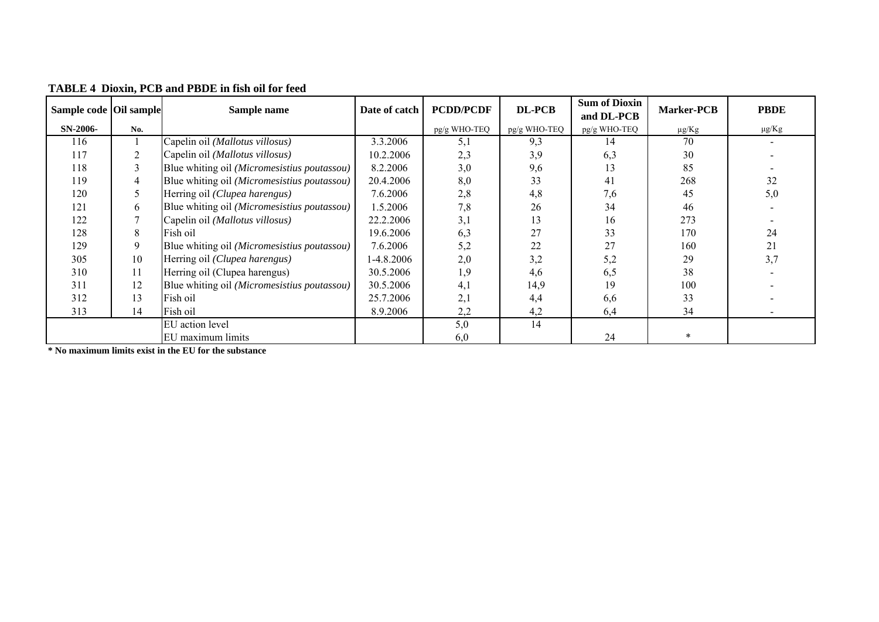**TABLE 4 Dioxin, PCB and PBDE in fish oil for feed**

| Sample code | Oil sample | Sample name | Date of catch | PCDD/PCDF | DL-PCB | Sum of Dioxin and DL-PCB | Marker-PCB | PBDE |
|---|---|---|---|---|---|---|---|---|
| **SN-2006-** | **No.** | | | pg/g WHO-TEQ | pg/g WHO-TEQ | pg/g WHO-TEQ | μg/Kg | μg/Kg |
| 116 | 1 | Capelin oil *(Mallotus villosus)* | 3.3.2006 | 5,1 | 9,3 | 14 | 70 | - |
| 117 | 2 | Capelin oil *(Mallotus villosus)* | 10.2.2006 | 2,3 | 3,9 | 6,3 | 30 | - |
| 118 | 3 | Blue whiting oil *(Micromesistius poutassou)* | 8.2.2006 | 3,0 | 9,6 | 13 | 85 | - |
| 119 | 4 | Blue whiting oil *(Micromesistius poutassou)* | 20.4.2006 | 8,0 | 33 | 41 | 268 | 32 |
| 120 | 5 | Herring oil *(Clupea harengus)* | 7.6.2006 | 2,8 | 4,8 | 7,6 | 45 | 5,0 |
| 121 | 6 | Blue whiting oil *(Micromesistius poutassou)* | 1.5.2006 | 7,8 | 26 | 34 | 46 | - |
| 122 | 7 | Capelin oil *(Mallotus villosus)* | 22.2.2006 | 3,1 | 13 | 16 | 273 | - |
| 128 | 8 | Fish oil | 19.6.2006 | 6,3 | 27 | 33 | 170 | 24 |
| 129 | 9 | Blue whiting oil *(Micromesistius poutassou)* | 7.6.2006 | 5,2 | 22 | 27 | 160 | 21 |
| 305 | 10 | Herring oil *(Clupea harengus)* | 1-4.8.2006 | 2,0 | 3,2 | 5,2 | 29 | 3,7 |
| 310 | 11 | Herring oil (Clupea harengus) | 30.5.2006 | 1,9 | 4,6 | 6,5 | 38 | - |
| 311 | 12 | Blue whiting oil *(Micromesistius poutassou)* | 30.5.2006 | 4,1 | 14,9 | 19 | 100 | - |
| 312 | 13 | Fish oil | 25.7.2006 | 2,1 | 4,4 | 6,6 | 33 | - |
| 313 | 14 | Fish oil | 8.9.2006 | 2,2 | 4,2 | 6,4 | 34 | - |
| | | EU action level | | 5,0 | 14 | | | |
| | | EU maximum limits | | 6,0 | | 24 | * | |

**\* No maximum limits exist in the EU for the substance**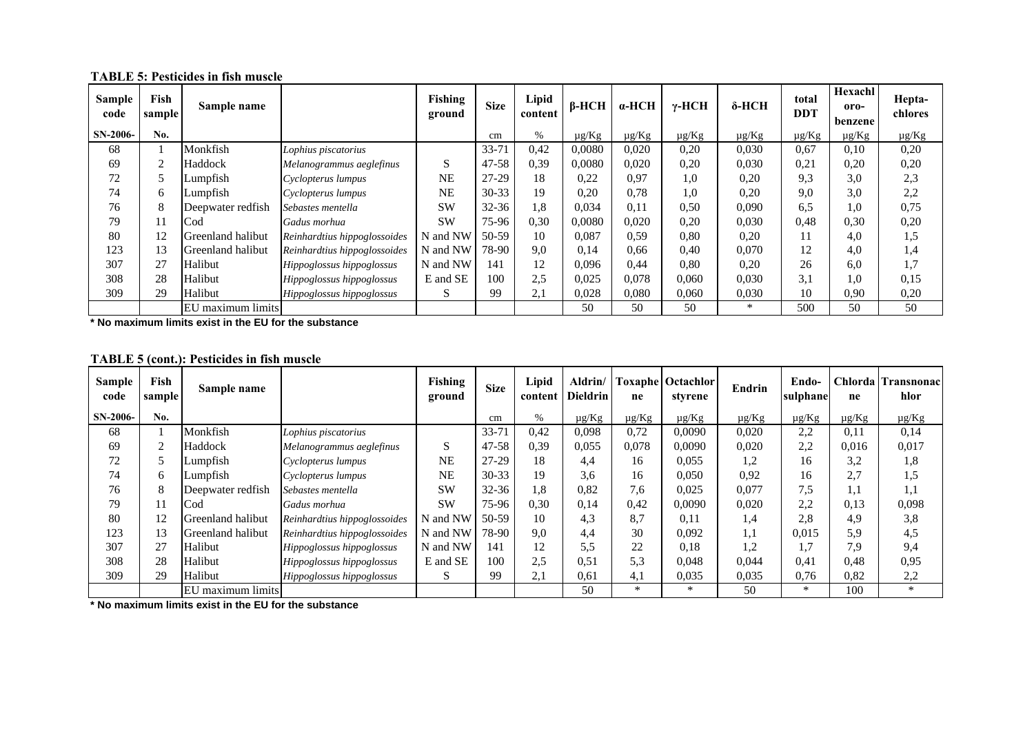**TABLE 5: Pesticides in fish muscle**

| Sample code | Fish sample | Sample name | | Fishing ground | Size | Lipid content | β-HCH | α-HCH | γ-HCH | δ-HCH | total DDT | Hexachl oro-benzene | Hepta-chlores |
|---|---|---|---|---|---|---|---|---|---|---|---|---|---|
| SN-2006- | No. | | | | cm | % | μg/Kg | μg/Kg | μg/Kg | μg/Kg | μg/Kg | μg/Kg | μg/Kg |
| 68 | 1 | Monkfish | *Lophius piscatorius* | | 33-71 | 0,42 | 0,0080 | 0,020 | 0,20 | 0,030 | 0,67 | 0,10 | 0,20 |
| 69 | 2 | Haddock | *Melanogrammus aeglefinus* | S | 47-58 | 0,39 | 0,0080 | 0,020 | 0,20 | 0,030 | 0,21 | 0,20 | 0,20 |
| 72 | 5 | Lumpfish | *Cyclopterus lumpus* | NE | 27-29 | 18 | 0,22 | 0,97 | 1,0 | 0,20 | 9,3 | 3,0 | 2,3 |
| 74 | 6 | Lumpfish | *Cyclopterus lumpus* | NE | 30-33 | 19 | 0,20 | 0,78 | 1,0 | 0,20 | 9,0 | 3,0 | 2,2 |
| 76 | 8 | Deepwater redfish | *Sebastes mentella* | SW | 32-36 | 1,8 | 0,034 | 0,11 | 0,50 | 0,090 | 6,5 | 1,0 | 0,75 |
| 79 | 11 | Cod | *Gadus morhua* | SW | 75-96 | 0,30 | 0,0080 | 0,020 | 0,20 | 0,030 | 0,48 | 0,30 | 0,20 |
| 80 | 12 | Greenland halibut | *Reinhardtius hippoglossoides* | N and NW | 50-59 | 10 | 0,087 | 0,59 | 0,80 | 0,20 | 11 | 4,0 | 1,5 |
| 123 | 13 | Greenland halibut | *Reinhardtius hippoglossoides* | N and NW | 78-90 | 9,0 | 0,14 | 0,66 | 0,40 | 0,070 | 12 | 4,0 | 1,4 |
| 307 | 27 | Halibut | *Hippoglossus hippoglossus* | N and NW | 141 | 12 | 0,096 | 0,44 | 0,80 | 0,20 | 26 | 6,0 | 1,7 |
| 308 | 28 | Halibut | *Hippoglossus hippoglossus* | E and SE | 100 | 2,5 | 0,025 | 0,078 | 0,060 | 0,030 | 3,1 | 1,0 | 0,15 |
| 309 | 29 | Halibut | *Hippoglossus hippoglossus* | S | 99 | 2,1 | 0,028 | 0,080 | 0,060 | 0,030 | 10 | 0,90 | 0,20 |
| | | EU maximum limits | | | | | 50 | 50 | 50 | * | 500 | 50 | 50 |

**\* No maximum limits exist in the EU for the substance**

**TABLE 5 (cont.): Pesticides in fish muscle**

| Sample code | Fish sample | Sample name | | Fishing ground | Size | Lipid content | Aldrin/ Dieldrin | Toxaphe ne | Octachlor styrene | Endrin | Endo-sulphane | Chlorda ne | Transnonac hlor |
|---|---|---|---|---|---|---|---|---|---|---|---|---|---|
| SN-2006- | No. | | | | cm | % | μg/Kg | μg/Kg | μg/Kg | μg/Kg | μg/Kg | μg/Kg | μg/Kg |
| 68 | 1 | Monkfish | *Lophius piscatorius* | | 33-71 | 0,42 | 0,098 | 0,72 | 0,0090 | 0,020 | 2,2 | 0,11 | 0,14 |
| 69 | 2 | Haddock | *Melanogrammus aeglefinus* | S | 47-58 | 0,39 | 0,055 | 0,078 | 0,0090 | 0,020 | 2,2 | 0,016 | 0,017 |
| 72 | 5 | Lumpfish | *Cyclopterus lumpus* | NE | 27-29 | 18 | 4,4 | 16 | 0,055 | 1,2 | 16 | 3,2 | 1,8 |
| 74 | 6 | Lumpfish | *Cyclopterus lumpus* | NE | 30-33 | 19 | 3,6 | 16 | 0,050 | 0,92 | 16 | 2,7 | 1,5 |
| 76 | 8 | Deepwater redfish | *Sebastes mentella* | SW | 32-36 | 1,8 | 0,82 | 7,6 | 0,025 | 0,077 | 7,5 | 1,1 | 1,1 |
| 79 | 11 | Cod | *Gadus morhua* | SW | 75-96 | 0,30 | 0,14 | 0,42 | 0,0090 | 0,020 | 2,2 | 0,13 | 0,098 |
| 80 | 12 | Greenland halibut | *Reinhardtius hippoglossoides* | N and NW | 50-59 | 10 | 4,3 | 8,7 | 0,11 | 1,4 | 2,8 | 4,9 | 3,8 |
| 123 | 13 | Greenland halibut | *Reinhardtius hippoglossoides* | N and NW | 78-90 | 9,0 | 4,4 | 30 | 0,092 | 1,1 | 0,015 | 5,9 | 4,5 |
| 307 | 27 | Halibut | *Hippoglossus hippoglossus* | N and NW | 141 | 12 | 5,5 | 22 | 0,18 | 1,2 | 1,7 | 7,9 | 9,4 |
| 308 | 28 | Halibut | *Hippoglossus hippoglossus* | E and SE | 100 | 2,5 | 0,51 | 5,3 | 0,048 | 0,044 | 0,41 | 0,48 | 0,95 |
| 309 | 29 | Halibut | *Hippoglossus hippoglossus* | S | 99 | 2,1 | 0,61 | 4,1 | 0,035 | 0,035 | 0,76 | 0,82 | 2,2 |
| | | EU maximum limits | | | | | 50 | * | * | 50 | * | 100 | * |

**\* No maximum limits exist in the EU for the substance**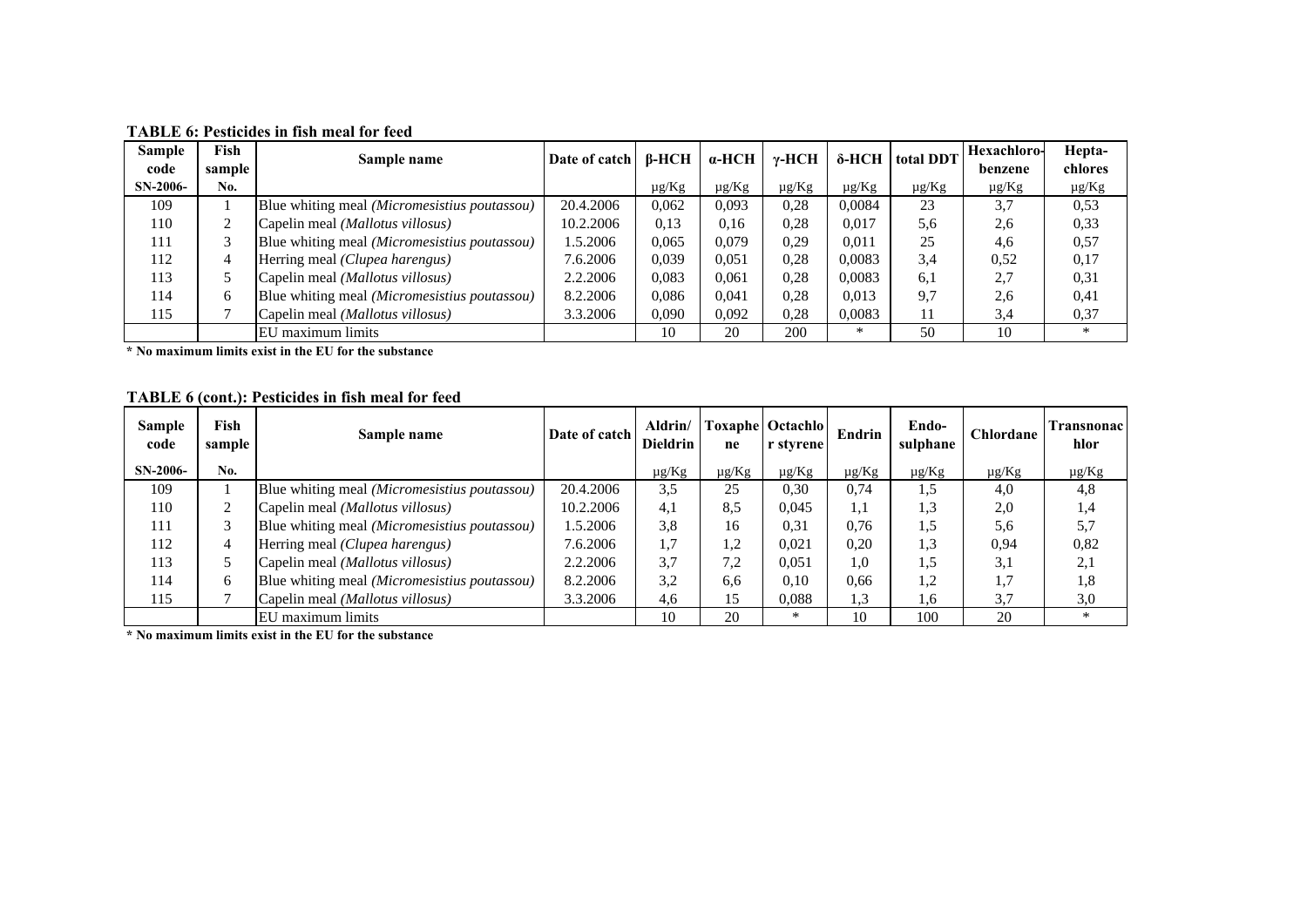**TABLE 6: Pesticides in fish meal for feed**

| Sample code | Fish sample | Sample name | Date of catch | β-HCH | α-HCH | γ-HCH | δ-HCH | total DDT | Hexachloro-benzene | Hepta-chlores |
|---|---|---|---|---|---|---|---|---|---|---|
| SN-2006- | No. | | | μg/Kg | μg/Kg | μg/Kg | μg/Kg | μg/Kg | μg/Kg | μg/Kg |
| 109 | 1 | Blue whiting meal *(Micromesistius poutassou)* | 20.4.2006 | 0,062 | 0,093 | 0,28 | 0,0084 | 23 | 3,7 | 0,53 |
| 110 | 2 | Capelin meal *(Mallotus villosus)* | 10.2.2006 | 0,13 | 0,16 | 0,28 | 0,017 | 5,6 | 2,6 | 0,33 |
| 111 | 3 | Blue whiting meal *(Micromesistius poutassou)* | 1.5.2006 | 0,065 | 0,079 | 0,29 | 0,011 | 25 | 4,6 | 0,57 |
| 112 | 4 | Herring meal *(Clupea harengus)* | 7.6.2006 | 0,039 | 0,051 | 0,28 | 0,0083 | 3,4 | 0,52 | 0,17 |
| 113 | 5 | Capelin meal *(Mallotus villosus)* | 2.2.2006 | 0,083 | 0,061 | 0,28 | 0,0083 | 6,1 | 2,7 | 0,31 |
| 114 | 6 | Blue whiting meal *(Micromesistius poutassou)* | 8.2.2006 | 0,086 | 0,041 | 0,28 | 0,013 | 9,7 | 2,6 | 0,41 |
| 115 | 7 | Capelin meal *(Mallotus villosus)* | 3.3.2006 | 0,090 | 0,092 | 0,28 | 0,0083 | 11 | 3,4 | 0,37 |
| | | EU maximum limits | | 10 | 20 | 200 | * | 50 | 10 | * |

**\* No maximum limits exist in the EU for the substance**

**TABLE 6 (cont.): Pesticides in fish meal for feed**

| Sample code | Fish sample | Sample name | Date of catch | Aldrin/ Dieldrin | Toxaphene | Octachlor styrene | Endrin | Endo-sulphane | Chlordane | Transnonachlor |
|---|---|---|---|---|---|---|---|---|---|---|
| SN-2006- | No. | | | μg/Kg | μg/Kg | μg/Kg | μg/Kg | μg/Kg | μg/Kg | μg/Kg |
| 109 | 1 | Blue whiting meal *(Micromesistius poutassou)* | 20.4.2006 | 3,5 | 25 | 0,30 | 0,74 | 1,5 | 4,0 | 4,8 |
| 110 | 2 | Capelin meal *(Mallotus villosus)* | 10.2.2006 | 4,1 | 8,5 | 0,045 | 1,1 | 1,3 | 2,0 | 1,4 |
| 111 | 3 | Blue whiting meal *(Micromesistius poutassou)* | 1.5.2006 | 3,8 | 16 | 0,31 | 0,76 | 1,5 | 5,6 | 5,7 |
| 112 | 4 | Herring meal *(Clupea harengus)* | 7.6.2006 | 1,7 | 1,2 | 0,021 | 0,20 | 1,3 | 0,94 | 0,82 |
| 113 | 5 | Capelin meal *(Mallotus villosus)* | 2.2.2006 | 3,7 | 7,2 | 0,051 | 1,0 | 1,5 | 3,1 | 2,1 |
| 114 | 6 | Blue whiting meal *(Micromesistius poutassou)* | 8.2.2006 | 3,2 | 6,6 | 0,10 | 0,66 | 1,2 | 1,7 | 1,8 |
| 115 | 7 | Capelin meal *(Mallotus villosus)* | 3.3.2006 | 4,6 | 15 | 0,088 | 1,3 | 1,6 | 3,7 | 3,0 |
| | | EU maximum limits | | 10 | 20 | * | 10 | 100 | 20 | * |

**\* No maximum limits exist in the EU for the substance**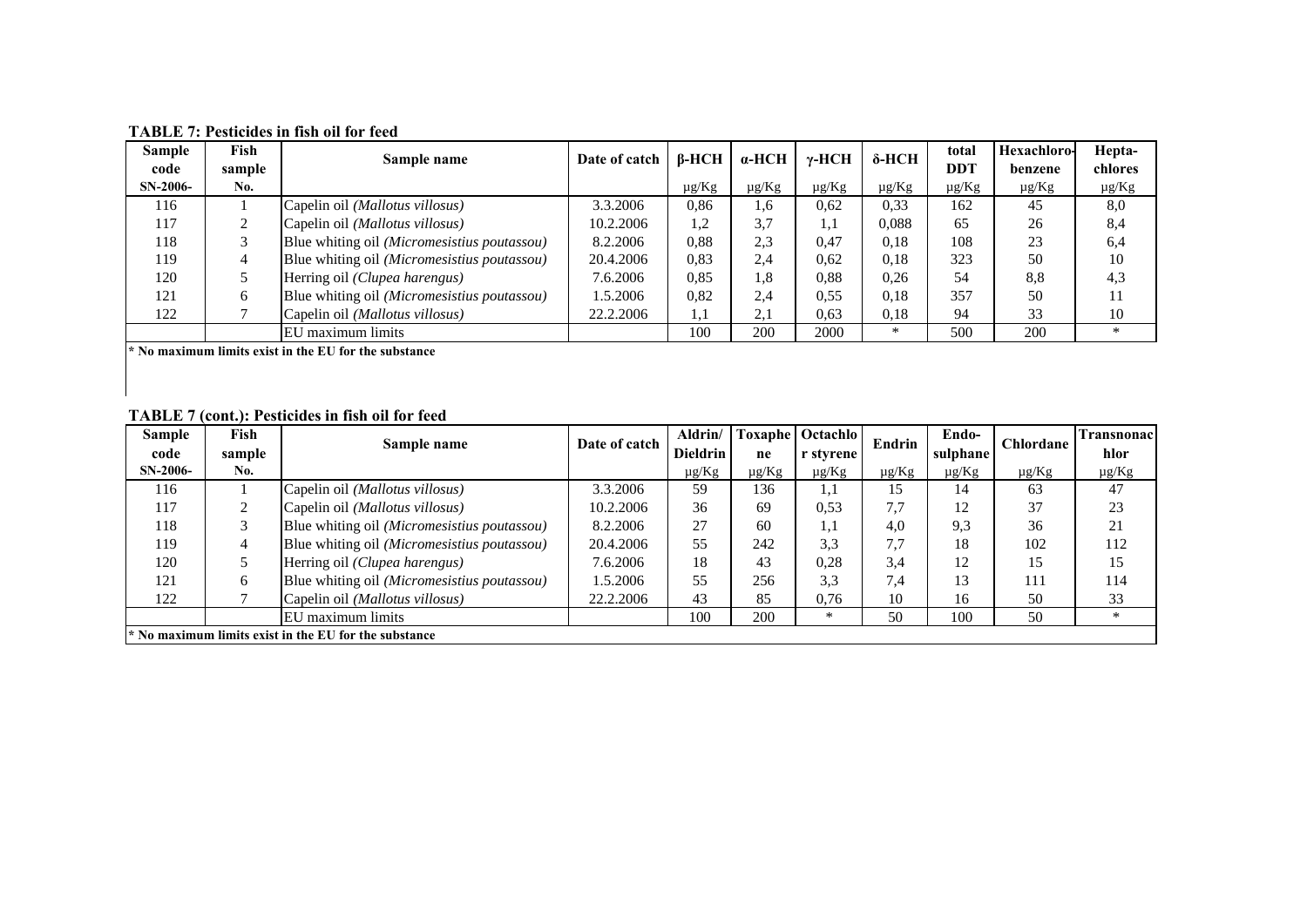**TABLE 7: Pesticides in fish oil for feed**

| Sample code SN-2006- | Fish sample No. | Sample name | Date of catch | β-HCH µg/Kg | α-HCH µg/Kg | γ-HCH µg/Kg | δ-HCH µg/Kg | total DDT µg/Kg | Hexachloro-benzene µg/Kg | Hepta-chlores µg/Kg |
|---|---|---|---|---|---|---|---|---|---|---|
| 116 | 1 | Capelin oil *(Mallotus villosus)* | 3.3.2006 | 0,86 | 1,6 | 0,62 | 0,33 | 162 | 45 | 8,0 |
| 117 | 2 | Capelin oil *(Mallotus villosus)* | 10.2.2006 | 1,2 | 3,7 | 1,1 | 0,088 | 65 | 26 | 8,4 |
| 118 | 3 | Blue whiting oil *(Micromesistius poutassou)* | 8.2.2006 | 0,88 | 2,3 | 0,47 | 0,18 | 108 | 23 | 6,4 |
| 119 | 4 | Blue whiting oil *(Micromesistius poutassou)* | 20.4.2006 | 0,83 | 2,4 | 0,62 | 0,18 | 323 | 50 | 10 |
| 120 | 5 | Herring oil *(Clupea harengus)* | 7.6.2006 | 0,85 | 1,8 | 0,88 | 0,26 | 54 | 8,8 | 4,3 |
| 121 | 6 | Blue whiting oil *(Micromesistius poutassou)* | 1.5.2006 | 0,82 | 2,4 | 0,55 | 0,18 | 357 | 50 | 11 |
| 122 | 7 | Capelin oil *(Mallotus villosus)* | 22.2.2006 | 1,1 | 2,1 | 0,63 | 0,18 | 94 | 33 | 10 |
| | | EU maximum limits | | 100 | 200 | 2000 | * | 500 | 200 | * |

**\* No maximum limits exist in the EU for the substance**

**TABLE 7 (cont.): Pesticides in fish oil for feed**

| Sample code SN-2006- | Fish sample No. | Sample name | Date of catch | Aldrin/ Dieldrin µg/Kg | Toxaphene µg/Kg | Octachlorstyrene µg/Kg | Endrin µg/Kg | Endo-sulphane µg/Kg | Chlordane µg/Kg | Transnonachlor µg/Kg |
|---|---|---|---|---|---|---|---|---|---|---|
| 116 | 1 | Capelin oil *(Mallotus villosus)* | 3.3.2006 | 59 | 136 | 1,1 | 15 | 14 | 63 | 47 |
| 117 | 2 | Capelin oil *(Mallotus villosus)* | 10.2.2006 | 36 | 69 | 0,53 | 7,7 | 12 | 37 | 23 |
| 118 | 3 | Blue whiting oil *(Micromesistius poutassou)* | 8.2.2006 | 27 | 60 | 1,1 | 4,0 | 9,3 | 36 | 21 |
| 119 | 4 | Blue whiting oil *(Micromesistius poutassou)* | 20.4.2006 | 55 | 242 | 3,3 | 7,7 | 18 | 102 | 112 |
| 120 | 5 | Herring oil *(Clupea harengus)* | 7.6.2006 | 18 | 43 | 0,28 | 3,4 | 12 | 15 | 15 |
| 121 | 6 | Blue whiting oil *(Micromesistius poutassou)* | 1.5.2006 | 55 | 256 | 3,3 | 7,4 | 13 | 111 | 114 |
| 122 | 7 | Capelin oil *(Mallotus villosus)* | 22.2.2006 | 43 | 85 | 0,76 | 10 | 16 | 50 | 33 |
| | | EU maximum limits | | 100 | 200 | * | 50 | 100 | 50 | * |

**\* No maximum limits exist in the EU for the substance**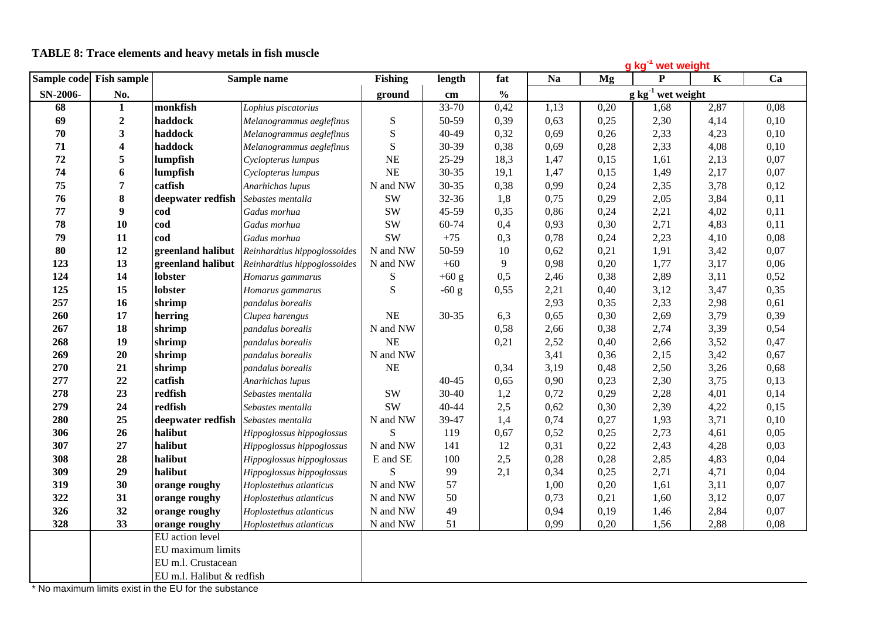**TABLE 8: Trace elements and heavy metals in fish muscle**

| Sample code | Fish sample | Sample name | | Fishing | length | fat | Na | Mg | P | K | Ca |
|---|---|---|---|---|---|---|---|---|---|---|---|
| SN-2006- | No. | | | ground | cm | % | $g\ kg^{-1}$ wet weight | | | | |
| 68 | 1 | **monkfish** | *Lophius piscatorius* | | 33-70 | 0,42 | 1,13 | 0,20 | 1,68 | 2,87 | 0,08 |
| 69 | 2 | **haddock** | *Melanogrammus aeglefinus* | S | 50-59 | 0,39 | 0,63 | 0,25 | 2,30 | 4,14 | 0,10 |
| 70 | 3 | **haddock** | *Melanogrammus aeglefinus* | S | 40-49 | 0,32 | 0,69 | 0,26 | 2,33 | 4,23 | 0,10 |
| 71 | 4 | **haddock** | *Melanogrammus aeglefinus* | S | 30-39 | 0,38 | 0,69 | 0,28 | 2,33 | 4,08 | 0,10 |
| 72 | 5 | **lumpfish** | *Cyclopterus lumpus* | NE | 25-29 | 18,3 | 1,47 | 0,15 | 1,61 | 2,13 | 0,07 |
| 74 | 6 | **lumpfish** | *Cyclopterus lumpus* | NE | 30-35 | 19,1 | 1,47 | 0,15 | 1,49 | 2,17 | 0,07 |
| 75 | 7 | **catfish** | *Anarhichas lupus* | N and NW | 30-35 | 0,38 | 0,99 | 0,24 | 2,35 | 3,78 | 0,12 |
| 76 | 8 | **deepwater redfish** | *Sebastes mentalla* | SW | 32-36 | 1,8 | 0,75 | 0,29 | 2,05 | 3,84 | 0,11 |
| 77 | 9 | **cod** | *Gadus morhua* | SW | 45-59 | 0,35 | 0,86 | 0,24 | 2,21 | 4,02 | 0,11 |
| 78 | 10 | **cod** | *Gadus morhua* | SW | 60-74 | 0,4 | 0,93 | 0,30 | 2,71 | 4,83 | 0,11 |
| 79 | 11 | **cod** | *Gadus morhua* | SW | +75 | 0,3 | 0,78 | 0,24 | 2,23 | 4,10 | 0,08 |
| 80 | 12 | **greenland halibut** | *Reinhardtius hippoglossoides* | N and NW | 50-59 | 10 | 0,62 | 0,21 | 1,91 | 3,42 | 0,07 |
| 123 | 13 | **greenland halibut** | *Reinhardtius hippoglossoides* | N and NW | +60 | 9 | 0,98 | 0,20 | 1,77 | 3,17 | 0,06 |
| 124 | 14 | **lobster** | *Homarus gammarus* | S | +60 g | 0,5 | 2,46 | 0,38 | 2,89 | 3,11 | 0,52 |
| 125 | 15 | **lobster** | *Homarus gammarus* | S | -60 g | 0,55 | 2,21 | 0,40 | 3,12 | 3,47 | 0,35 |
| 257 | 16 | **shrimp** | *pandalus borealis* | | | | 2,93 | 0,35 | 2,33 | 2,98 | 0,61 |
| 260 | 17 | **herring** | *Clupea harengus* | NE | 30-35 | 6,3 | 0,65 | 0,30 | 2,69 | 3,79 | 0,39 |
| 267 | 18 | **shrimp** | *pandalus borealis* | N and NW | | 0,58 | 2,66 | 0,38 | 2,74 | 3,39 | 0,54 |
| 268 | 19 | **shrimp** | *pandalus borealis* | NE | | 0,21 | 2,52 | 0,40 | 2,66 | 3,52 | 0,47 |
| 269 | 20 | **shrimp** | *pandalus borealis* | N and NW | | | 3,41 | 0,36 | 2,15 | 3,42 | 0,67 |
| 270 | 21 | **shrimp** | *pandalus borealis* | NE | | 0,34 | 3,19 | 0,48 | 2,50 | 3,26 | 0,68 |
| 277 | 22 | **catfish** | *Anarhichas lupus* | | 40-45 | 0,65 | 0,90 | 0,23 | 2,30 | 3,75 | 0,13 |
| 278 | 23 | **redfish** | *Sebastes mentalla* | SW | 30-40 | 1,2 | 0,72 | 0,29 | 2,28 | 4,01 | 0,14 |
| 279 | 24 | **redfish** | *Sebastes mentalla* | SW | 40-44 | 2,5 | 0,62 | 0,30 | 2,39 | 4,22 | 0,15 |
| 280 | 25 | **deepwater redfish** | *Sebastes mentalla* | N and NW | 39-47 | 1,4 | 0,74 | 0,27 | 1,93 | 3,71 | 0,10 |
| 306 | 26 | **halibut** | *Hippoglossus hippoglossus* | S | 119 | 0,67 | 0,52 | 0,25 | 2,73 | 4,61 | 0,05 |
| 307 | 27 | **halibut** | *Hippoglossus hippoglossus* | N and NW | 141 | 12 | 0,31 | 0,22 | 2,43 | 4,28 | 0,03 |
| 308 | 28 | **halibut** | *Hippoglossus hippoglossus* | E and SE | 100 | 2,5 | 0,28 | 0,28 | 2,85 | 4,83 | 0,04 |
| 309 | 29 | **halibut** | *Hippoglossus hippoglossus* | S | 99 | 2,1 | 0,34 | 0,25 | 2,71 | 4,71 | 0,04 |
| 319 | 30 | **orange roughy** | *Hoplostethus atlanticus* | N and NW | 57 | | 1,00 | 0,20 | 1,61 | 3,11 | 0,07 |
| 322 | 31 | **orange roughy** | *Hoplostethus atlanticus* | N and NW | 50 | | 0,73 | 0,21 | 1,60 | 3,12 | 0,07 |
| 326 | 32 | **orange roughy** | *Hoplostethus atlanticus* | N and NW | 49 | | 0,94 | 0,19 | 1,46 | 2,84 | 0,07 |
| 328 | 33 | **orange roughy** | *Hoplostethus atlanticus* | N and NW | 51 | | 0,99 | 0,20 | 1,56 | 2,88 | 0,08 |
| | | EU action level | | | | | | | | | |
| | | EU maximum limits | | | | | | | | | |
| | | EU m.l. Crustacean | | | | | | | | | |
| | | EU m.l. Halibut & redfish | | | | | | | | | |

\* No maximum limits exist in the EU for the substance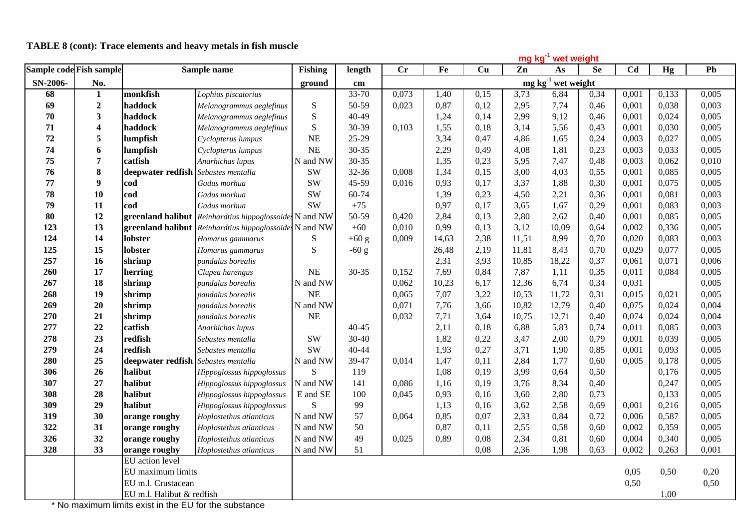**TABLE 8 (cont): Trace elements and heavy metals in fish muscle**

| Sample code | Fish sample | Sample name | | Fishing | length | Cr | Fe | Cu | Zn | As | Se | Cd | Hg | Pb |
|---|---|---|---|---|---|---|---|---|---|---|---|---|---|---|
| SN-2006- | No. | | | ground | cm | mg $kg^{-1}$ wet weight | | | | | | | | |
| 68 | 1 | monkfish | *Lophius piscatorius* | | 33-70 | 0,073 | 1,40 | 0,15 | 3,73 | 6,84 | 0,34 | 0,001 | 0,133 | 0,005 |
| 69 | 2 | haddock | *Melanogrammus aeglefinus* | S | 50-59 | 0,023 | 0,87 | 0,12 | 2,95 | 7,74 | 0,46 | 0,001 | 0,038 | 0,003 |
| 70 | 3 | haddock | *Melanogrammus aeglefinus* | S | 40-49 | | 1,24 | 0,14 | 2,99 | 9,12 | 0,46 | 0,001 | 0,024 | 0,005 |
| 71 | 4 | haddock | *Melanogrammus aeglefinus* | S | 30-39 | 0,103 | 1,55 | 0,18 | 3,14 | 5,56 | 0,43 | 0,001 | 0,030 | 0,005 |
| 72 | 5 | lumpfish | *Cyclopterus lumpus* | NE | 25-29 | | 3,34 | 0,47 | 4,86 | 1,65 | 0,24 | 0,003 | 0,027 | 0,005 |
| 74 | 6 | lumpfish | *Cyclopterus lumpus* | NE | 30-35 | | 2,29 | 0,49 | 4,08 | 1,81 | 0,23 | 0,003 | 0,033 | 0,005 |
| 75 | 7 | catfish | *Anarhichas lupus* | N and NW | 30-35 | | 1,35 | 0,23 | 5,95 | 7,47 | 0,48 | 0,003 | 0,062 | 0,010 |
| 76 | 8 | deepwater redfish | *Sebastes mentalla* | SW | 32-36 | 0,008 | 1,34 | 0,15 | 3,00 | 4,03 | 0,55 | 0,001 | 0,085 | 0,005 |
| 77 | 9 | cod | *Gadus morhua* | SW | 45-59 | 0,016 | 0,93 | 0,17 | 3,37 | 1,88 | 0,30 | 0,001 | 0,075 | 0,005 |
| 78 | 10 | cod | *Gadus morhua* | SW | 60-74 | | 1,39 | 0,23 | 4,50 | 2,21 | 0,36 | 0,001 | 0,081 | 0,003 |
| 79 | 11 | cod | *Gadus morhua* | SW | +75 | | 0,97 | 0,17 | 3,65 | 1,67 | 0,29 | 0,001 | 0,083 | 0,003 |
| 80 | 12 | greenland halibut | *Reinhardtius hippoglossoides* | N and NW | 50-59 | 0,420 | 2,84 | 0,13 | 2,80 | 2,62 | 0,40 | 0,001 | 0,085 | 0,005 |
| 123 | 13 | greenland halibut | *Reinhardtius hippoglossoides* | N and NW | +60 | 0,010 | 0,99 | 0,13 | 3,12 | 10,09 | 0,64 | 0,002 | 0,336 | 0,005 |
| 124 | 14 | lobster | *Homarus gammarus* | S | +60 g | 0,009 | 14,63 | 2,38 | 11,51 | 8,99 | 0,70 | 0,020 | 0,083 | 0,003 |
| 125 | 15 | lobster | *Homarus gammarus* | S | -60 g | | 26,48 | 2,19 | 11,81 | 8,43 | 0,70 | 0,029 | 0,077 | 0,005 |
| 257 | 16 | shrimp | *pandalus borealis* | | | | 2,31 | 3,93 | 10,85 | 18,22 | 0,37 | 0,061 | 0,071 | 0,006 |
| 260 | 17 | herring | *Clupea harengus* | NE | 30-35 | 0,152 | 7,69 | 0,84 | 7,87 | 1,11 | 0,35 | 0,011 | 0,084 | 0,005 |
| 267 | 18 | shrimp | *pandalus borealis* | N and NW | | 0,062 | 10,23 | 6,17 | 12,36 | 6,74 | 0,34 | 0,031 | | 0,005 |
| 268 | 19 | shrimp | *pandalus borealis* | NE | | 0,065 | 7,07 | 3,22 | 10,53 | 11,72 | 0,31 | 0,015 | 0,021 | 0,005 |
| 269 | 20 | shrimp | *pandalus borealis* | N and NW | | 0,071 | 7,76 | 3,66 | 10,82 | 12,79 | 0,40 | 0,075 | 0,024 | 0,004 |
| 270 | 21 | shrimp | *pandalus borealis* | NE | | 0,032 | 7,71 | 3,64 | 10,75 | 12,71 | 0,40 | 0,074 | 0,024 | 0,004 |
| 277 | 22 | catfish | *Anarhichas lupus* | | 40-45 | | 2,11 | 0,18 | 6,88 | 5,83 | 0,74 | 0,011 | 0,085 | 0,003 |
| 278 | 23 | redfish | *Sebastes mentalla* | SW | 30-40 | | 1,82 | 0,22 | 3,47 | 2,00 | 0,79 | 0,001 | 0,039 | 0,005 |
| 279 | 24 | redfish | *Sebastes mentalla* | SW | 40-44 | | 1,93 | 0,27 | 3,71 | 1,90 | 0,85 | 0,001 | 0,093 | 0,005 |
| 280 | 25 | deepwater redfish | *Sebastes mentalla* | N and NW | 39-47 | 0,014 | 1,47 | 0,11 | 2,84 | 1,77 | 0,60 | 0,005 | 0,178 | 0,005 |
| 306 | 26 | halibut | *Hippoglossus hippoglossus* | S | 119 | | 1,08 | 0,19 | 3,99 | 0,64 | 0,50 | | 0,176 | 0,005 |
| 307 | 27 | halibut | *Hippoglossus hippoglossus* | N and NW | 141 | 0,086 | 1,16 | 0,19 | 3,76 | 8,34 | 0,40 | | 0,247 | 0,005 |
| 308 | 28 | halibut | *Hippoglossus hippoglossus* | E and SE | 100 | 0,045 | 0,93 | 0,16 | 3,60 | 2,80 | 0,73 | | 0,133 | 0,005 |
| 309 | 29 | halibut | *Hippoglossus hippoglossus* | S | 99 | | 1,13 | 0,16 | 3,62 | 2,58 | 0,69 | 0,001 | 0,216 | 0,005 |
| 319 | 30 | orange roughy | *Hoplostethus atlanticus* | N and NW | 57 | 0,064 | 0,85 | 0,07 | 2,33 | 0,84 | 0,72 | 0,006 | 0,587 | 0,005 |
| 322 | 31 | orange roughy | *Hoplostethus atlanticus* | N and NW | 50 | | 0,87 | 0,11 | 2,55 | 0,58 | 0,60 | 0,002 | 0,359 | 0,005 |
| 326 | 32 | orange roughy | *Hoplostethus atlanticus* | N and NW | 49 | 0,025 | 0,89 | 0,08 | 2,34 | 0,81 | 0,60 | 0,004 | 0,340 | 0,005 |
| 328 | 33 | orange roughy | *Hoplostethus atlanticus* | N and NW | 51 | | | 0,08 | 2,36 | 1,98 | 0,63 | 0,002 | 0,263 | 0,001 |
| | | EU action level | | | | | | | | | | | | |
| | | EU maximum limits | | | | | | | | | | 0,05 | 0,50 | 0,20 |
| | | EU m.l. Crustacean | | | | | | | | | | 0,50 | | 0,50 |
| | | EU m.l. Halibut & redfish | | | | | | | | | | | 1,00 | |

\* No maximum limits exist in the EU for the substance